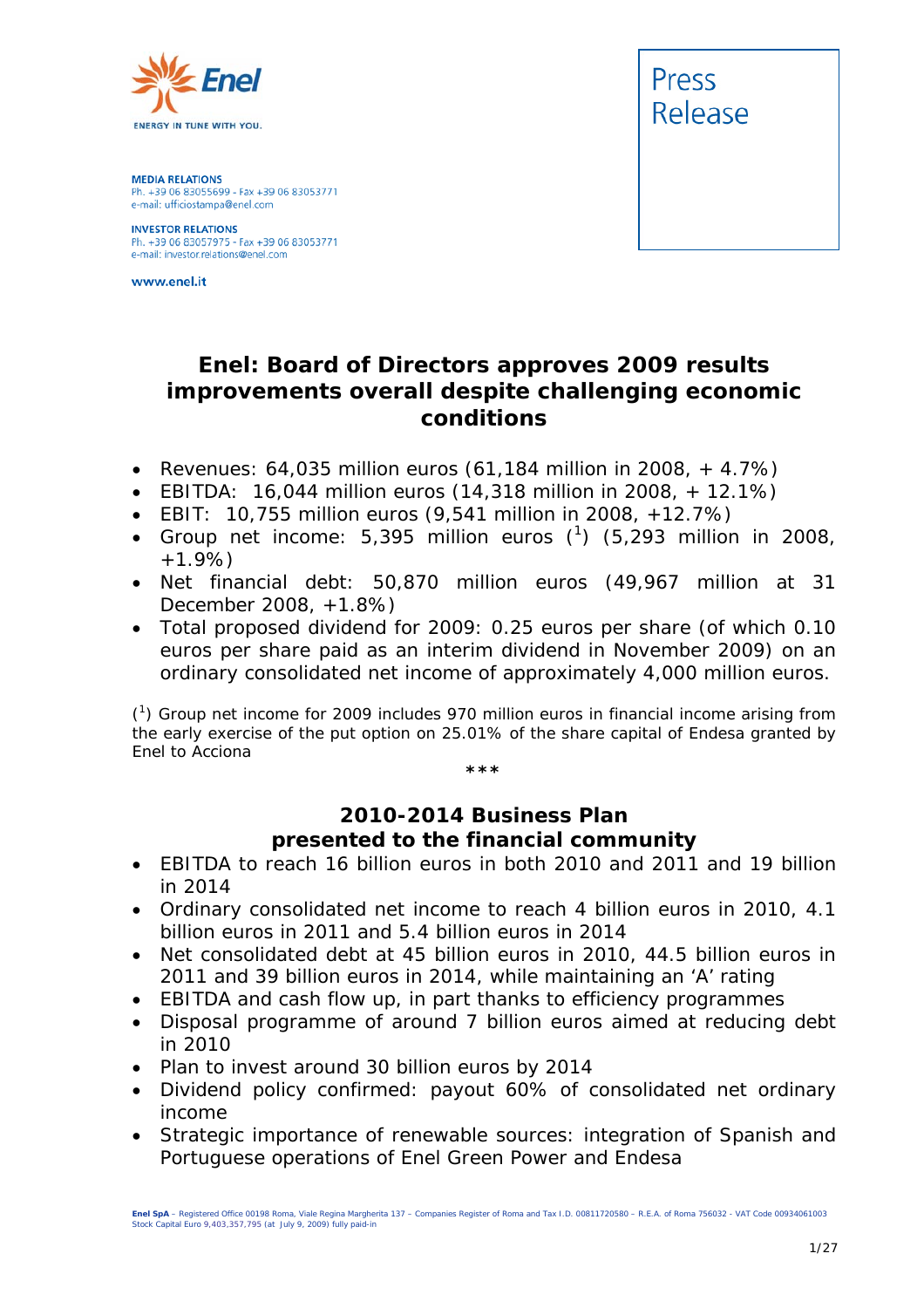Enel

ENERGY IN TUNE WITH YOU.

**MEDIA RELATIONS**
Ph. +39 06 83055699 - Fax +39 06 83053771
e-mail: ufficiostampa@enel.com

**INVESTOR RELATIONS**
Ph. +39 06 83057975 - Fax +39 06 83053771
e-mail: investor.relations@enel.com

www.enel.it

Press Release

# Enel: Board of Directors approves 2009 results improvements overall despite challenging economic conditions

- Revenues: 64,035 million euros (61,184 million in 2008, + 4.7%)
- EBITDA: 16,044 million euros (14,318 million in 2008, + 12.1%)
- EBIT: 10,755 million euros (9,541 million in 2008, +12.7%)
- Group net income: 5,395 million euros ([1]) (5,293 million in 2008, +1.9%)
- Net financial debt: 50,870 million euros (49,967 million at 31 December 2008, +1.8%)
- Total proposed dividend for 2009: 0.25 euros per share (of which 0.10 euros per share paid as an interim dividend in November 2009) on an ordinary consolidated net income of approximately 4,000 million euros.

([1]) Group net income for 2009 includes 970 million euros in financial income arising from the early exercise of the put option on 25.01% of the share capital of Endesa granted by Enel to Acciona

***

## 2010-2014 Business Plan presented to the financial community

- EBITDA to reach 16 billion euros in both 2010 and 2011 and 19 billion in 2014
- Ordinary consolidated net income to reach 4 billion euros in 2010, 4.1 billion euros in 2011 and 5.4 billion euros in 2014
- Net consolidated debt at 45 billion euros in 2010, 44.5 billion euros in 2011 and 39 billion euros in 2014, while maintaining an 'A' rating
- EBITDA and cash flow up, in part thanks to efficiency programmes
- Disposal programme of around 7 billion euros aimed at reducing debt in 2010
- Plan to invest around 30 billion euros by 2014
- Dividend policy confirmed: payout 60% of consolidated net ordinary income
- Strategic importance of renewable sources: integration of Spanish and Portuguese operations of Enel Green Power and Endesa

Enel SpA – Registered Office 00198 Roma, Viale Regina Margherita 137 – Companies Register of Roma and Tax I.D. 00811720580 – R.E.A. of Roma 756032 – VAT Code 00934061003
Stock Capital Euro 9,403,357,795 (at July 9, 2009) fully paid-in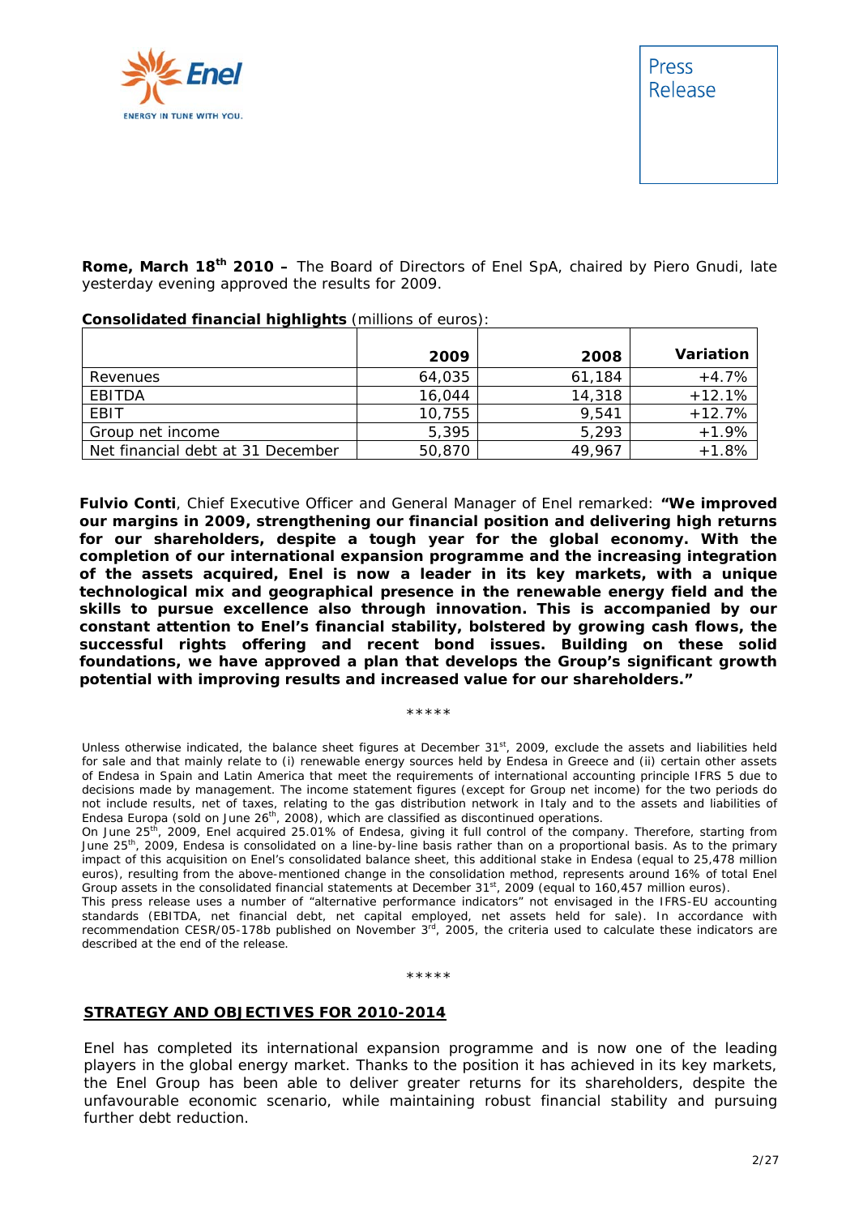**Rome, March 18th 2010 –** The Board of Directors of Enel SpA, chaired by Piero Gnudi, late yesterday evening approved the results for 2009.

**Consolidated financial highlights** (millions of euros):

| | 2009 | 2008 | Variation |
|---|---|---|---|
| Revenues | 64,035 | 61,184 | +4.7% |
| EBITDA | 16,044 | 14,318 | +12.1% |
| EBIT | 10,755 | 9,541 | +12.7% |
| Group net income | 5,395 | 5,293 | +1.9% |
| Net financial debt at 31 December | 50,870 | 49,967 | +1.8% |

**Fulvio Conti**, Chief Executive Officer and General Manager of Enel remarked: **"We improved our margins in 2009, strengthening our financial position and delivering high returns for our shareholders, despite a tough year for the global economy. With the completion of our international expansion programme and the increasing integration of the assets acquired, Enel is now a leader in its key markets, with a unique technological mix and geographical presence in the renewable energy field and the skills to pursue excellence also through innovation. This is accompanied by our constant attention to Enel's financial stability, bolstered by growing cash flows, the successful rights offering and recent bond issues. Building on these solid foundations, we have approved a plan that develops the Group's significant growth potential with improving results and increased value for our shareholders."**

*****

Unless otherwise indicated, the balance sheet figures at December 31st, 2009, exclude the assets and liabilities held for sale and that mainly relate to (i) renewable energy sources held by Endesa in Greece and (ii) certain other assets of Endesa in Spain and Latin America that meet the requirements of international accounting principle IFRS 5 due to decisions made by management. The income statement figures (except for Group net income) for the two periods do not include results, net of taxes, relating to the gas distribution network in Italy and to the assets and liabilities of Endesa Europa (sold on June 26th, 2008), which are classified as discontinued operations.
On June 25th, 2009, Enel acquired 25.01% of Endesa, giving it full control of the company. Therefore, starting from June 25th, 2009, Endesa is consolidated on a line-by-line basis rather than on a proportional basis. As to the primary impact of this acquisition on Enel's consolidated balance sheet, this additional stake in Endesa (equal to 25,478 million euros), resulting from the above-mentioned change in the consolidation method, represents around 16% of total Enel Group assets in the consolidated financial statements at December 31st, 2009 (equal to 160,457 million euros).
This press release uses a number of "alternative performance indicators" not envisaged in the IFRS-EU accounting standards (EBITDA, net financial debt, net capital employed, net assets held for sale). In accordance with recommendation CESR/05-178b published on November 3rd, 2005, the criteria used to calculate these indicators are described at the end of the release.

*****

## STRATEGY AND OBJECTIVES FOR 2010-2014

Enel has completed its international expansion programme and is now one of the leading players in the global energy market. Thanks to the position it has achieved in its key markets, the Enel Group has been able to deliver greater returns for its shareholders, despite the unfavourable economic scenario, while maintaining robust financial stability and pursuing further debt reduction.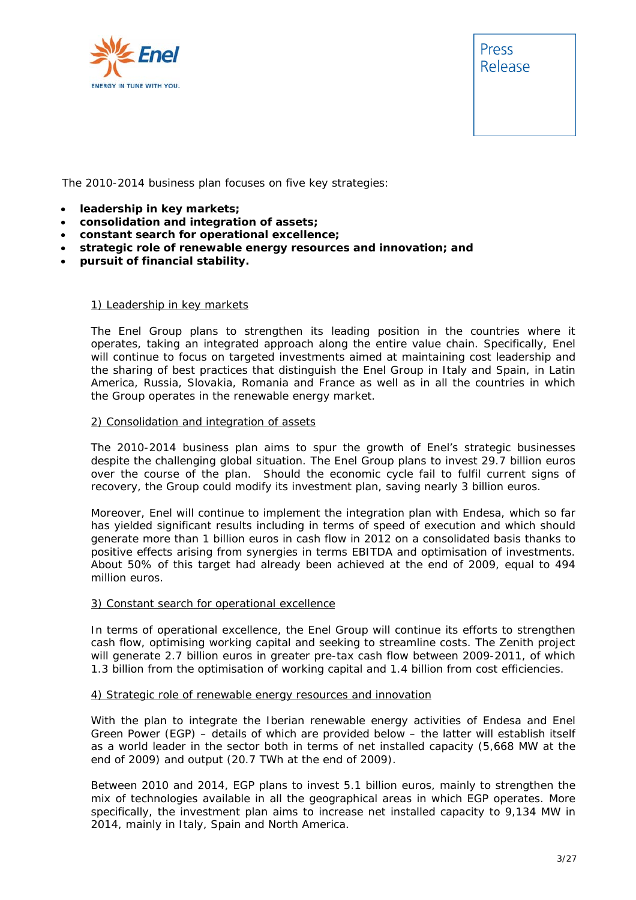The 2010-2014 business plan focuses on five key strategies:

- **leadership in key markets;**
- **consolidation and integration of assets;**
- **constant search for operational excellence;**
- **strategic role of renewable energy resources and innovation; and**
- **pursuit of financial stability.**

1) Leadership in key markets

The Enel Group plans to strengthen its leading position in the countries where it operates, taking an integrated approach along the entire value chain. Specifically, Enel will continue to focus on targeted investments aimed at maintaining cost leadership and the sharing of best practices that distinguish the Enel Group in Italy and Spain, in Latin America, Russia, Slovakia, Romania and France as well as in all the countries in which the Group operates in the renewable energy market.

2) Consolidation and integration of assets

The 2010-2014 business plan aims to spur the growth of Enel's strategic businesses despite the challenging global situation. The Enel Group plans to invest 29.7 billion euros over the course of the plan. Should the economic cycle fail to fulfil current signs of recovery, the Group could modify its investment plan, saving nearly 3 billion euros.

Moreover, Enel will continue to implement the integration plan with Endesa, which so far has yielded significant results including in terms of speed of execution and which should generate more than 1 billion euros in cash flow in 2012 on a consolidated basis thanks to positive effects arising from synergies in terms EBITDA and optimisation of investments. About 50% of this target had already been achieved at the end of 2009, equal to 494 million euros.

3) Constant search for operational excellence

In terms of operational excellence, the Enel Group will continue its efforts to strengthen cash flow, optimising working capital and seeking to streamline costs. The Zenith project will generate 2.7 billion euros in greater pre-tax cash flow between 2009-2011, of which 1.3 billion from the optimisation of working capital and 1.4 billion from cost efficiencies.

4) Strategic role of renewable energy resources and innovation

With the plan to integrate the Iberian renewable energy activities of Endesa and Enel Green Power (EGP) – details of which are provided below – the latter will establish itself as a world leader in the sector both in terms of net installed capacity (5,668 MW at the end of 2009) and output (20.7 TWh at the end of 2009).

Between 2010 and 2014, EGP plans to invest 5.1 billion euros, mainly to strengthen the mix of technologies available in all the geographical areas in which EGP operates. More specifically, the investment plan aims to increase net installed capacity to 9,134 MW in 2014, mainly in Italy, Spain and North America.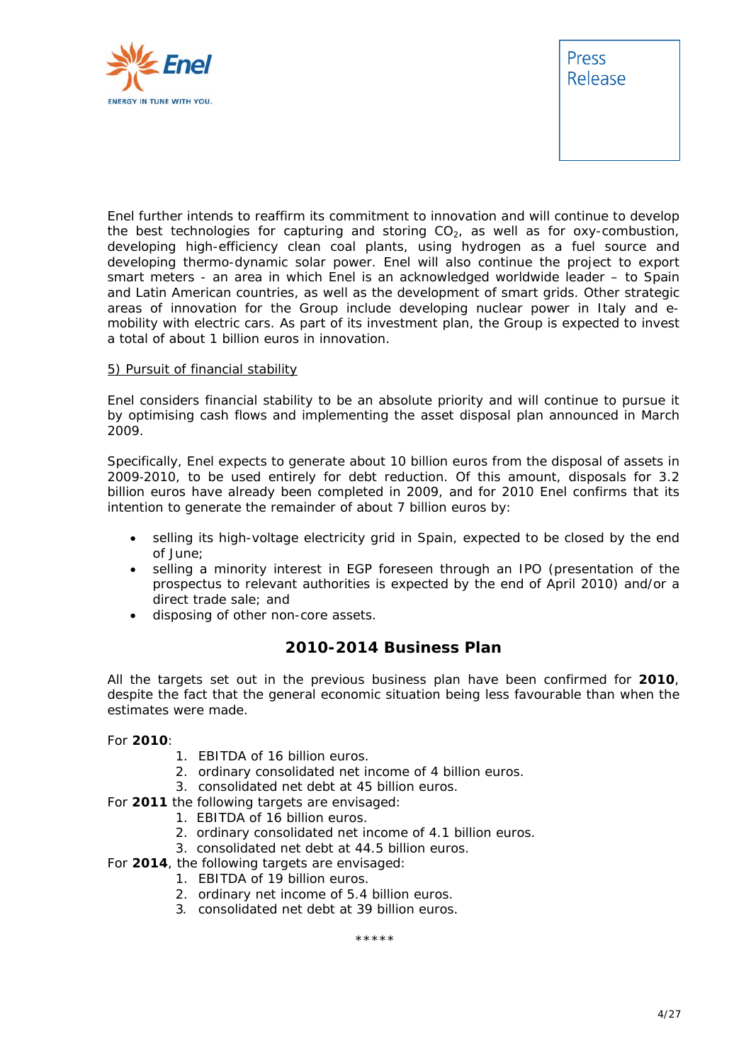Enel further intends to reaffirm its commitment to innovation and will continue to develop the best technologies for capturing and storing $CO_2$, as well as for oxy-combustion, developing high-efficiency clean coal plants, using hydrogen as a fuel source and developing thermo-dynamic solar power. Enel will also continue the project to export smart meters - an area in which Enel is an acknowledged worldwide leader – to Spain and Latin American countries, as well as the development of smart grids. Other strategic areas of innovation for the Group include developing nuclear power in Italy and e-mobility with electric cars. As part of its investment plan, the Group is expected to invest a total of about 1 billion euros in innovation.

5) Pursuit of financial stability

Enel considers financial stability to be an absolute priority and will continue to pursue it by optimising cash flows and implementing the asset disposal plan announced in March 2009.

Specifically, Enel expects to generate about 10 billion euros from the disposal of assets in 2009-2010, to be used entirely for debt reduction. Of this amount, disposals for 3.2 billion euros have already been completed in 2009, and for 2010 Enel confirms that its intention to generate the remainder of about 7 billion euros by:

- selling its high-voltage electricity grid in Spain, expected to be closed by the end of June;
- selling a minority interest in EGP foreseen through an IPO (presentation of the prospectus to relevant authorities is expected by the end of April 2010) and/or a direct trade sale; and
- disposing of other non-core assets.

## 2010-2014 Business Plan

All the targets set out in the previous business plan have been confirmed for **2010**, despite the fact that the general economic situation being less favourable than when the estimates were made.

For **2010**:

1. EBITDA of 16 billion euros.
2. ordinary consolidated net income of 4 billion euros.
3. consolidated net debt at 45 billion euros.

For **2011** the following targets are envisaged:

1. EBITDA of 16 billion euros.
2. ordinary consolidated net income of 4.1 billion euros.
3. consolidated net debt at 44.5 billion euros.

For **2014**, the following targets are envisaged:

1. EBITDA of 19 billion euros.
2. ordinary net income of 5.4 billion euros.
3. consolidated net debt at 39 billion euros.

*****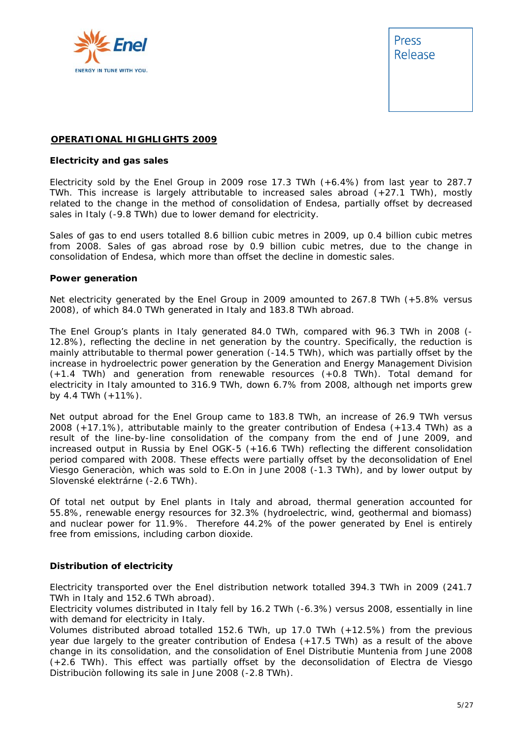## OPERATIONAL HIGHLIGHTS 2009

### Electricity and gas sales

Electricity sold by the Enel Group in 2009 rose 17.3 TWh (+6.4%) from last year to 287.7 TWh. This increase is largely attributable to increased sales abroad (+27.1 TWh), mostly related to the change in the method of consolidation of Endesa, partially offset by decreased sales in Italy (-9.8 TWh) due to lower demand for electricity.

Sales of gas to end users totalled 8.6 billion cubic metres in 2009, up 0.4 billion cubic metres from 2008. Sales of gas abroad rose by 0.9 billion cubic metres, due to the change in consolidation of Endesa, which more than offset the decline in domestic sales.

### Power generation

Net electricity generated by the Enel Group in 2009 amounted to 267.8 TWh (+5.8% versus 2008), of which 84.0 TWh generated in Italy and 183.8 TWh abroad.

The Enel Group's plants in Italy generated 84.0 TWh, compared with 96.3 TWh in 2008 (-12.8%), reflecting the decline in net generation by the country. Specifically, the reduction is mainly attributable to thermal power generation (-14.5 TWh), which was partially offset by the increase in hydroelectric power generation by the Generation and Energy Management Division (+1.4 TWh) and generation from renewable resources (+0.8 TWh). Total demand for electricity in Italy amounted to 316.9 TWh, down 6.7% from 2008, although net imports grew by 4.4 TWh (+11%).

Net output abroad for the Enel Group came to 183.8 TWh, an increase of 26.9 TWh versus 2008 (+17.1%), attributable mainly to the greater contribution of Endesa (+13.4 TWh) as a result of the line-by-line consolidation of the company from the end of June 2009, and increased output in Russia by Enel OGK-5 (+16.6 TWh) reflecting the different consolidation period compared with 2008. These effects were partially offset by the deconsolidation of Enel Viesgo Generaciòn, which was sold to E.On in June 2008 (-1.3 TWh), and by lower output by Slovenské elektrárne (-2.6 TWh).

Of total net output by Enel plants in Italy and abroad, thermal generation accounted for 55.8%, renewable energy resources for 32.3% (hydroelectric, wind, geothermal and biomass) and nuclear power for 11.9%. Therefore 44.2% of the power generated by Enel is entirely free from emissions, including carbon dioxide.

### Distribution of electricity

Electricity transported over the Enel distribution network totalled 394.3 TWh in 2009 (241.7 TWh in Italy and 152.6 TWh abroad).

Electricity volumes distributed in Italy fell by 16.2 TWh (-6.3%) versus 2008, essentially in line with demand for electricity in Italy.

Volumes distributed abroad totalled 152.6 TWh, up 17.0 TWh (+12.5%) from the previous year due largely to the greater contribution of Endesa (+17.5 TWh) as a result of the above change in its consolidation, and the consolidation of Enel Distributie Muntenia from June 2008 (+2.6 TWh). This effect was partially offset by the deconsolidation of Electra de Viesgo Distribuciòn following its sale in June 2008 (-2.8 TWh).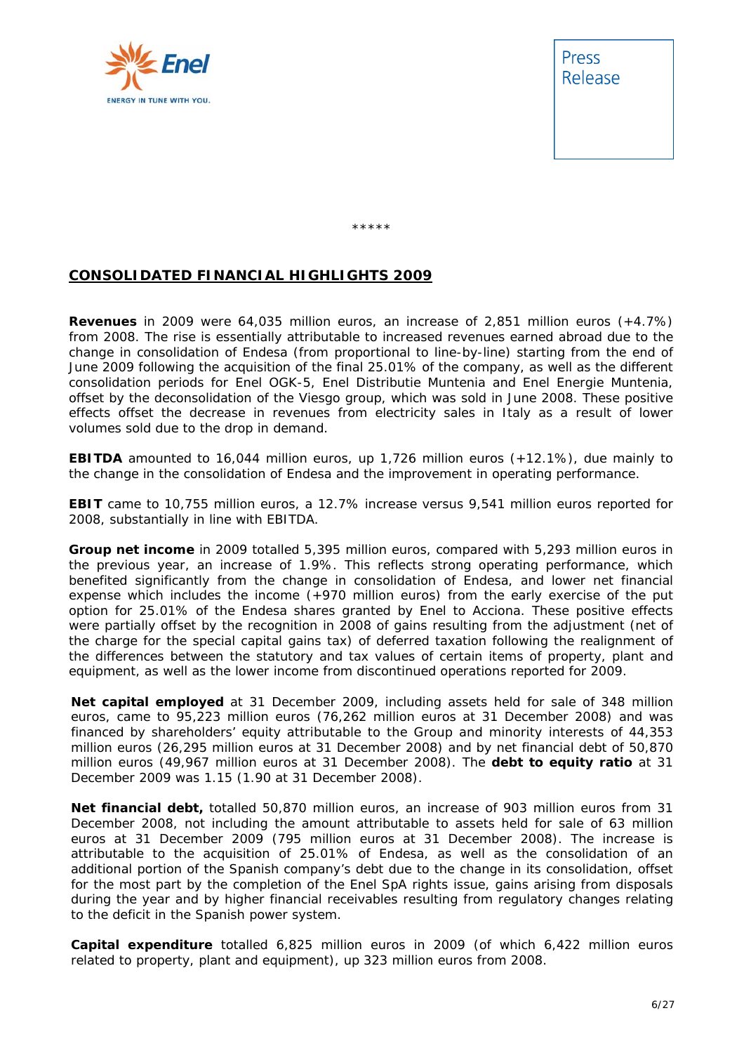\*\*\*\*\*

## CONSOLIDATED FINANCIAL HIGHLIGHTS 2009

**Revenues** in 2009 were 64,035 million euros, an increase of 2,851 million euros (+4.7%) from 2008. The rise is essentially attributable to increased revenues earned abroad due to the change in consolidation of Endesa (from proportional to line-by-line) starting from the end of June 2009 following the acquisition of the final 25.01% of the company, as well as the different consolidation periods for Enel OGK-5, Enel Distributie Muntenia and Enel Energie Muntenia, offset by the deconsolidation of the Viesgo group, which was sold in June 2008. These positive effects offset the decrease in revenues from electricity sales in Italy as a result of lower volumes sold due to the drop in demand.

**EBITDA** amounted to 16,044 million euros, up 1,726 million euros (+12.1%), due mainly to the change in the consolidation of Endesa and the improvement in operating performance.

**EBIT** came to 10,755 million euros, a 12.7% increase versus 9,541 million euros reported for 2008, substantially in line with EBITDA.

**Group net income** in 2009 totalled 5,395 million euros, compared with 5,293 million euros in the previous year, an increase of 1.9%. This reflects strong operating performance, which benefited significantly from the change in consolidation of Endesa, and lower net financial expense which includes the income (+970 million euros) from the early exercise of the put option for 25.01% of the Endesa shares granted by Enel to Acciona. These positive effects were partially offset by the recognition in 2008 of gains resulting from the adjustment (net of the charge for the special capital gains tax) of deferred taxation following the realignment of the differences between the statutory and tax values of certain items of property, plant and equipment, as well as the lower income from discontinued operations reported for 2009.

**Net capital employed** at 31 December 2009, including assets held for sale of 348 million euros, came to 95,223 million euros (76,262 million euros at 31 December 2008) and was financed by shareholders' equity attributable to the Group and minority interests of 44,353 million euros (26,295 million euros at 31 December 2008) and by net financial debt of 50,870 million euros (49,967 million euros at 31 December 2008). The **debt to equity ratio** at 31 December 2009 was 1.15 (1.90 at 31 December 2008).

**Net financial debt,** totalled 50,870 million euros, an increase of 903 million euros from 31 December 2008, not including the amount attributable to assets held for sale of 63 million euros at 31 December 2009 (795 million euros at 31 December 2008). The increase is attributable to the acquisition of 25.01% of Endesa, as well as the consolidation of an additional portion of the Spanish company's debt due to the change in its consolidation, offset for the most part by the completion of the Enel SpA rights issue, gains arising from disposals during the year and by higher financial receivables resulting from regulatory changes relating to the deficit in the Spanish power system.

**Capital expenditure** totalled 6,825 million euros in 2009 (of which 6,422 million euros related to property, plant and equipment), up 323 million euros from 2008.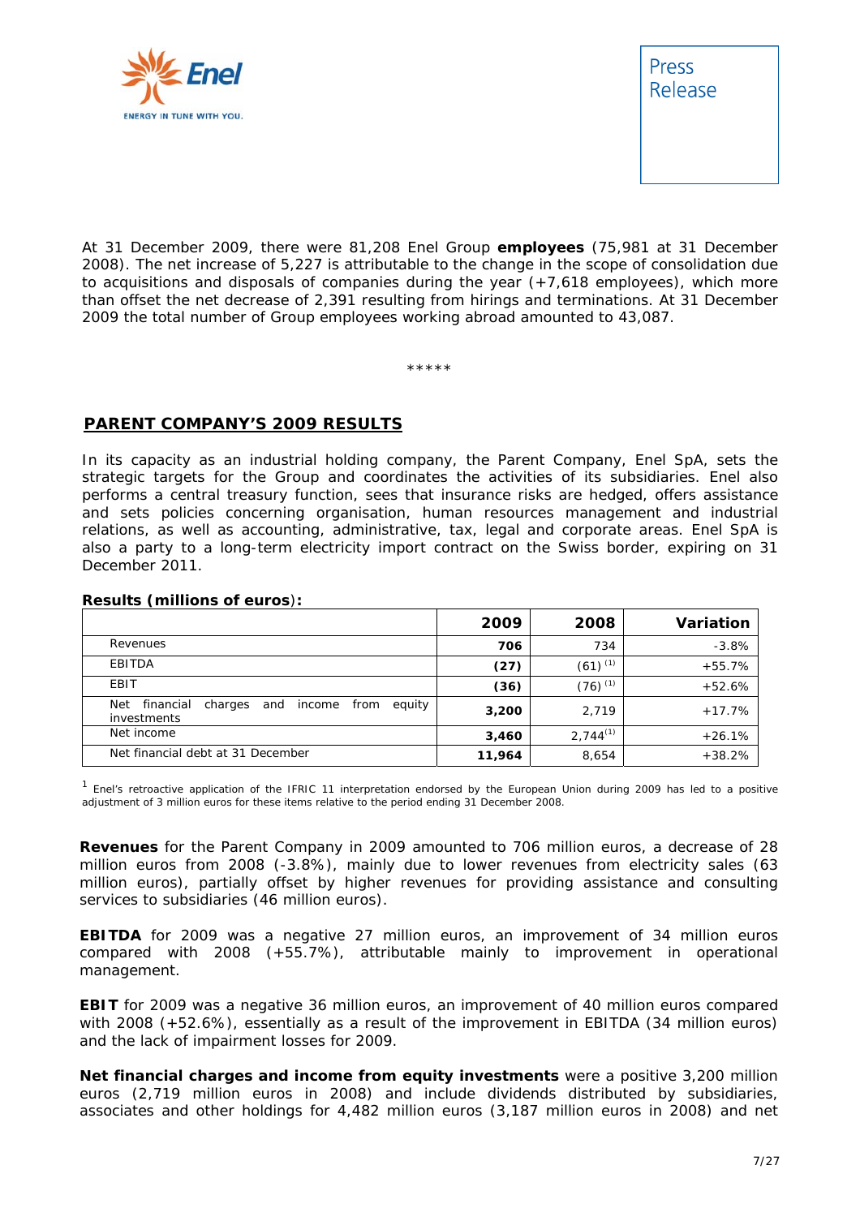At 31 December 2009, there were 81,208 Enel Group **employees** (75,981 at 31 December 2008). The net increase of 5,227 is attributable to the change in the scope of consolidation due to acquisitions and disposals of companies during the year (+7,618 employees), which more than offset the net decrease of 2,391 resulting from hirings and terminations. At 31 December 2009 the total number of Group employees working abroad amounted to 43,087.

*****

## PARENT COMPANY'S 2009 RESULTS

In its capacity as an industrial holding company, the Parent Company, Enel SpA, sets the strategic targets for the Group and coordinates the activities of its subsidiaries. Enel also performs a central treasury function, sees that insurance risks are hedged, offers assistance and sets policies concerning organisation, human resources management and industrial relations, as well as accounting, administrative, tax, legal and corporate areas. Enel SpA is also a party to a long-term electricity import contract on the Swiss border, expiring on 31 December 2011.

**Results (millions of euros):**

| | 2009 | 2008 | Variation |
|---|---|---|---|
| Revenues | **706** | 734 | -3.8% |
| EBITDA | **(27)** | (61) [1] | +55.7% |
| EBIT | **(36)** | (76) [1] | +52.6% |
| Net financial charges and income from equity investments | **3,200** | 2,719 | +17.7% |
| Net income | **3,460** | 2,744[1] | +26.1% |
| Net financial debt at 31 December | **11,964** | 8,654 | +38.2% |

[1] Enel's retroactive application of the IFRIC 11 interpretation endorsed by the European Union during 2009 has led to a positive adjustment of 3 million euros for these items relative to the period ending 31 December 2008.

**Revenues** for the Parent Company in 2009 amounted to 706 million euros, a decrease of 28 million euros from 2008 (-3.8%), mainly due to lower revenues from electricity sales (63 million euros), partially offset by higher revenues for providing assistance and consulting services to subsidiaries (46 million euros).

**EBITDA** for 2009 was a negative 27 million euros, an improvement of 34 million euros compared with 2008 (+55.7%), attributable mainly to improvement in operational management.

**EBIT** for 2009 was a negative 36 million euros, an improvement of 40 million euros compared with 2008 (+52.6%), essentially as a result of the improvement in EBITDA (34 million euros) and the lack of impairment losses for 2009.

**Net financial charges and income from equity investments** were a positive 3,200 million euros (2,719 million euros in 2008) and include dividends distributed by subsidiaries, associates and other holdings for 4,482 million euros (3,187 million euros in 2008) and net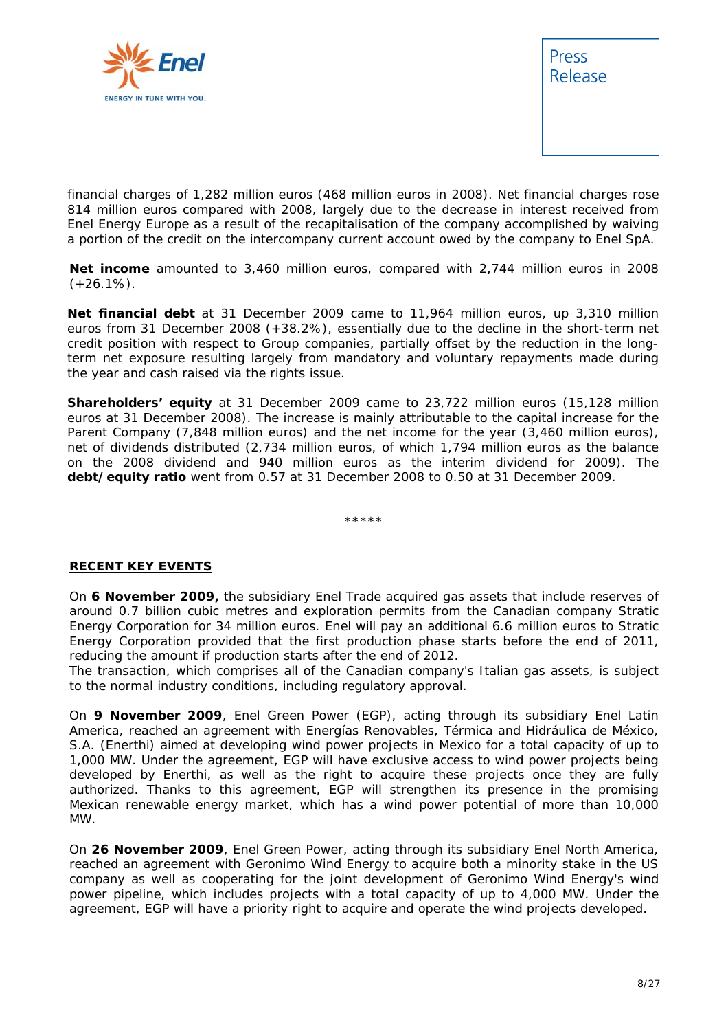financial charges of 1,282 million euros (468 million euros in 2008). Net financial charges rose 814 million euros compared with 2008, largely due to the decrease in interest received from Enel Energy Europe as a result of the recapitalisation of the company accomplished by waiving a portion of the credit on the intercompany current account owed by the company to Enel SpA.

**Net income** amounted to 3,460 million euros, compared with 2,744 million euros in 2008 (+26.1%).

**Net financial debt** at 31 December 2009 came to 11,964 million euros, up 3,310 million euros from 31 December 2008 (+38.2%), essentially due to the decline in the short-term net credit position with respect to Group companies, partially offset by the reduction in the long-term net exposure resulting largely from mandatory and voluntary repayments made during the year and cash raised via the rights issue.

**Shareholders' equity** at 31 December 2009 came to 23,722 million euros (15,128 million euros at 31 December 2008). The increase is mainly attributable to the capital increase for the Parent Company (7,848 million euros) and the net income for the year (3,460 million euros), net of dividends distributed (2,734 million euros, of which 1,794 million euros as the balance on the 2008 dividend and 940 million euros as the interim dividend for 2009). The **debt/equity ratio** went from 0.57 at 31 December 2008 to 0.50 at 31 December 2009.

*****

## RECENT KEY EVENTS

On **6 November 2009,** the subsidiary Enel Trade acquired gas assets that include reserves of around 0.7 billion cubic metres and exploration permits from the Canadian company Stratic Energy Corporation for 34 million euros. Enel will pay an additional 6.6 million euros to Stratic Energy Corporation provided that the first production phase starts before the end of 2011, reducing the amount if production starts after the end of 2012.
The transaction, which comprises all of the Canadian company's Italian gas assets, is subject to the normal industry conditions, including regulatory approval.

On **9 November 2009**, Enel Green Power (EGP), acting through its subsidiary Enel Latin America, reached an agreement with Energías Renovables, Térmica and Hidráulica de México, S.A. (Enerthi) aimed at developing wind power projects in Mexico for a total capacity of up to 1,000 MW. Under the agreement, EGP will have exclusive access to wind power projects being developed by Enerthi, as well as the right to acquire these projects once they are fully authorized. Thanks to this agreement, EGP will strengthen its presence in the promising Mexican renewable energy market, which has a wind power potential of more than 10,000 MW.

On **26 November 2009**, Enel Green Power, acting through its subsidiary Enel North America, reached an agreement with Geronimo Wind Energy to acquire both a minority stake in the US company as well as cooperating for the joint development of Geronimo Wind Energy's wind power pipeline, which includes projects with a total capacity of up to 4,000 MW. Under the agreement, EGP will have a priority right to acquire and operate the wind projects developed.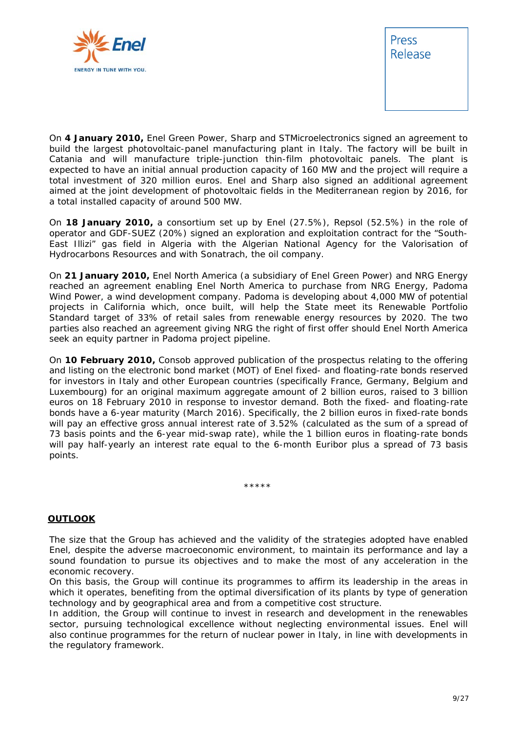On **4 January 2010,** Enel Green Power, Sharp and STMicroelectronics signed an agreement to build the largest photovoltaic-panel manufacturing plant in Italy. The factory will be built in Catania and will manufacture triple-junction thin-film photovoltaic panels. The plant is expected to have an initial annual production capacity of 160 MW and the project will require a total investment of 320 million euros. Enel and Sharp also signed an additional agreement aimed at the joint development of photovoltaic fields in the Mediterranean region by 2016, for a total installed capacity of around 500 MW.

On **18 January 2010,** a consortium set up by Enel (27.5%), Repsol (52.5%) in the role of operator and GDF-SUEZ (20%) signed an exploration and exploitation contract for the "South-East Illizi" gas field in Algeria with the Algerian National Agency for the Valorisation of Hydrocarbons Resources and with Sonatrach, the oil company.

On **21 January 2010,** Enel North America (a subsidiary of Enel Green Power) and NRG Energy reached an agreement enabling Enel North America to purchase from NRG Energy, Padoma Wind Power, a wind development company. Padoma is developing about 4,000 MW of potential projects in California which, once built, will help the State meet its Renewable Portfolio Standard target of 33% of retail sales from renewable energy resources by 2020. The two parties also reached an agreement giving NRG the right of first offer should Enel North America seek an equity partner in Padoma project pipeline.

On **10 February 2010,** Consob approved publication of the prospectus relating to the offering and listing on the electronic bond market (MOT) of Enel fixed- and floating-rate bonds reserved for investors in Italy and other European countries (specifically France, Germany, Belgium and Luxembourg) for an original maximum aggregate amount of 2 billion euros, raised to 3 billion euros on 18 February 2010 in response to investor demand. Both the fixed- and floating-rate bonds have a 6-year maturity (March 2016). Specifically, the 2 billion euros in fixed-rate bonds will pay an effective gross annual interest rate of 3.52% (calculated as the sum of a spread of 73 basis points and the 6-year mid-swap rate), while the 1 billion euros in floating-rate bonds will pay half-yearly an interest rate equal to the 6-month Euribor plus a spread of 73 basis points.

\*\*\*\*\*

## OUTLOOK

The size that the Group has achieved and the validity of the strategies adopted have enabled Enel, despite the adverse macroeconomic environment, to maintain its performance and lay a sound foundation to pursue its objectives and to make the most of any acceleration in the economic recovery.

On this basis, the Group will continue its programmes to affirm its leadership in the areas in which it operates, benefiting from the optimal diversification of its plants by type of generation technology and by geographical area and from a competitive cost structure.

In addition, the Group will continue to invest in research and development in the renewables sector, pursuing technological excellence without neglecting environmental issues. Enel will also continue programmes for the return of nuclear power in Italy, in line with developments in the regulatory framework.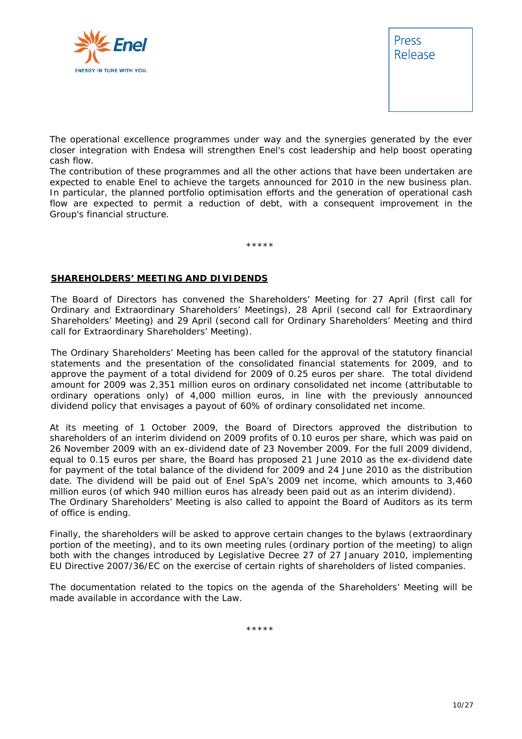The operational excellence programmes under way and the synergies generated by the ever closer integration with Endesa will strengthen Enel's cost leadership and help boost operating cash flow.
The contribution of these programmes and all the other actions that have been undertaken are expected to enable Enel to achieve the targets announced for 2010 in the new business plan. In particular, the planned portfolio optimisation efforts and the generation of operational cash flow are expected to permit a reduction of debt, with a consequent improvement in the Group's financial structure.

*****

## SHAREHOLDERS' MEETING AND DIVIDENDS

The Board of Directors has convened the Shareholders' Meeting for 27 April (first call for Ordinary and Extraordinary Shareholders' Meetings), 28 April (second call for Extraordinary Shareholders' Meeting) and 29 April (second call for Ordinary Shareholders' Meeting and third call for Extraordinary Shareholders' Meeting).

The Ordinary Shareholders' Meeting has been called for the approval of the statutory financial statements and the presentation of the consolidated financial statements for 2009, and to approve the payment of a total dividend for 2009 of 0.25 euros per share. The total dividend amount for 2009 was 2,351 million euros on ordinary consolidated net income (attributable to ordinary operations only) of 4,000 million euros, in line with the previously announced dividend policy that envisages a payout of 60% of ordinary consolidated net income.

At its meeting of 1 October 2009, the Board of Directors approved the distribution to shareholders of an interim dividend on 2009 profits of 0.10 euros per share, which was paid on 26 November 2009 with an ex-dividend date of 23 November 2009. For the full 2009 dividend, equal to 0.15 euros per share, the Board has proposed 21 June 2010 as the ex-dividend date for payment of the total balance of the dividend for 2009 and 24 June 2010 as the distribution date. The dividend will be paid out of Enel SpA's 2009 net income, which amounts to 3,460 million euros (of which 940 million euros has already been paid out as an interim dividend).
The Ordinary Shareholders' Meeting is also called to appoint the Board of Auditors as its term of office is ending.

Finally, the shareholders will be asked to approve certain changes to the bylaws (extraordinary portion of the meeting), and to its own meeting rules (ordinary portion of the meeting) to align both with the changes introduced by Legislative Decree 27 of 27 January 2010, implementing EU Directive 2007/36/EC on the exercise of certain rights of shareholders of listed companies.

The documentation related to the topics on the agenda of the Shareholders' Meeting will be made available in accordance with the Law.

*****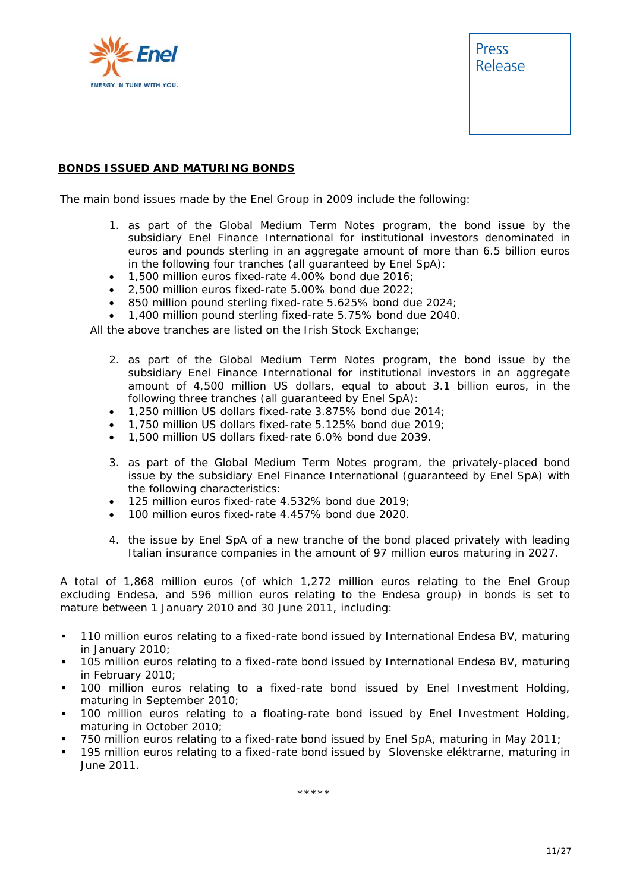**BONDS ISSUED AND MATURING BONDS**

The main bond issues made by the Enel Group in 2009 include the following:

1. as part of the Global Medium Term Notes program, the bond issue by the subsidiary Enel Finance International for institutional investors denominated in euros and pounds sterling in an aggregate amount of more than 6.5 billion euros in the following four tranches (all guaranteed by Enel SpA):
   - 1,500 million euros fixed-rate 4.00% bond due 2016;
   - 2,500 million euros fixed-rate 5.00% bond due 2022;
   - 850 million pound sterling fixed-rate 5.625% bond due 2024;
   - 1,400 million pound sterling fixed-rate 5.75% bond due 2040.

   All the above tranches are listed on the Irish Stock Exchange;

2. as part of the Global Medium Term Notes program, the bond issue by the subsidiary Enel Finance International for institutional investors in an aggregate amount of 4,500 million US dollars, equal to about 3.1 billion euros, in the following three tranches (all guaranteed by Enel SpA):
   - 1,250 million US dollars fixed-rate 3.875% bond due 2014;
   - 1,750 million US dollars fixed-rate 5.125% bond due 2019;
   - 1,500 million US dollars fixed-rate 6.0% bond due 2039.

3. as part of the Global Medium Term Notes program, the privately-placed bond issue by the subsidiary Enel Finance International (guaranteed by Enel SpA) with the following characteristics:
   - 125 million euros fixed-rate 4.532% bond due 2019;
   - 100 million euros fixed-rate 4.457% bond due 2020.

4. the issue by Enel SpA of a new tranche of the bond placed privately with leading Italian insurance companies in the amount of 97 million euros maturing in 2027.

A total of 1,868 million euros (of which 1,272 million euros relating to the Enel Group excluding Endesa, and 596 million euros relating to the Endesa group) in bonds is set to mature between 1 January 2010 and 30 June 2011, including:

- 110 million euros relating to a fixed-rate bond issued by International Endesa BV, maturing in January 2010;
- 105 million euros relating to a fixed-rate bond issued by International Endesa BV, maturing in February 2010;
- 100 million euros relating to a fixed-rate bond issued by Enel Investment Holding, maturing in September 2010;
- 100 million euros relating to a floating-rate bond issued by Enel Investment Holding, maturing in October 2010;
- 750 million euros relating to a fixed-rate bond issued by Enel SpA, maturing in May 2011;
- 195 million euros relating to a fixed-rate bond issued by Slovenske eléktrarne, maturing in June 2011.

*****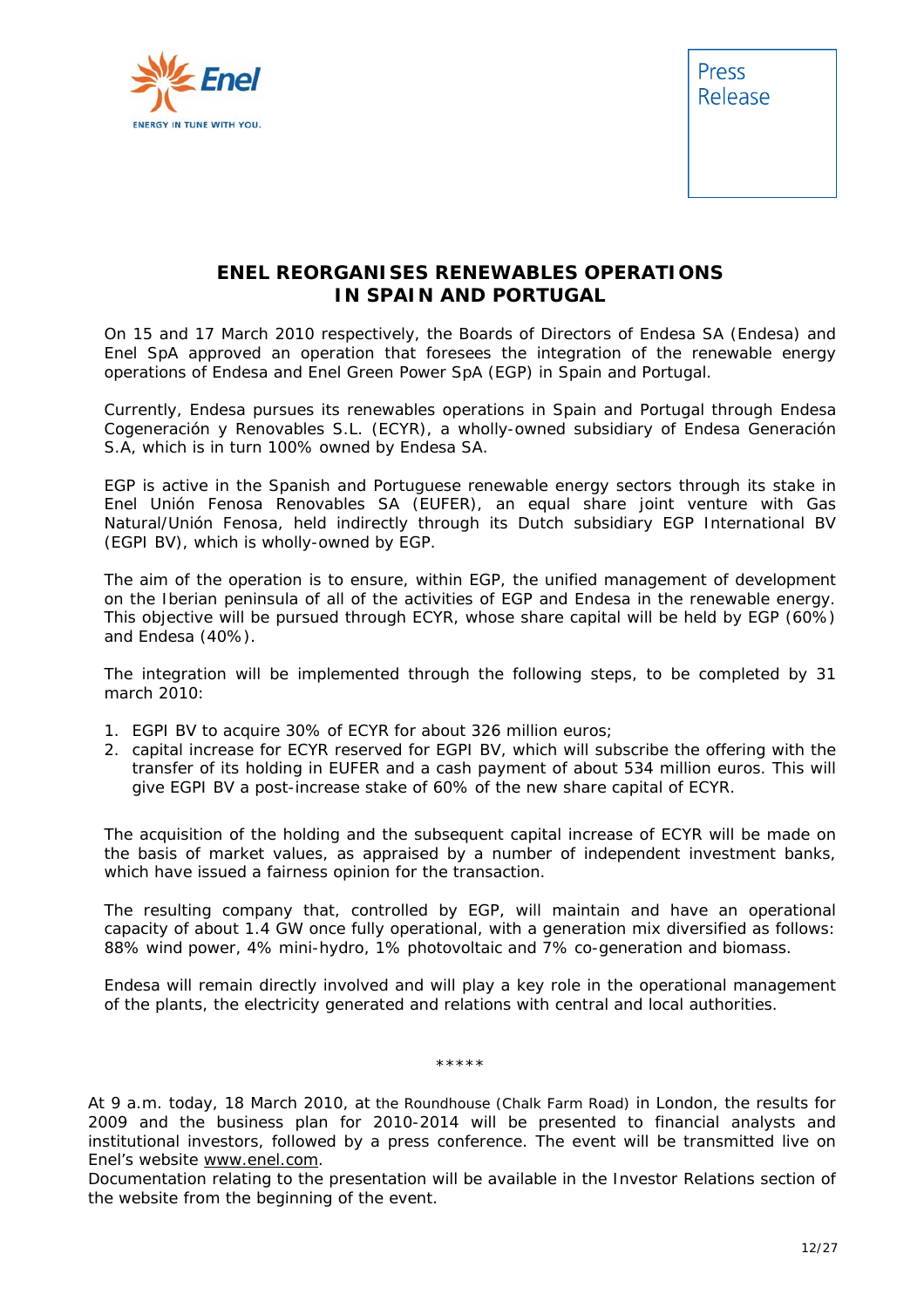Press Release

# ENEL REORGANISES RENEWABLES OPERATIONS IN SPAIN AND PORTUGAL

On 15 and 17 March 2010 respectively, the Boards of Directors of Endesa SA (Endesa) and Enel SpA approved an operation that foresees the integration of the renewable energy operations of Endesa and Enel Green Power SpA (EGP) in Spain and Portugal.

Currently, Endesa pursues its renewables operations in Spain and Portugal through Endesa Cogeneración y Renovables S.L. (ECYR), a wholly-owned subsidiary of Endesa Generación S.A, which is in turn 100% owned by Endesa SA.

EGP is active in the Spanish and Portuguese renewable energy sectors through its stake in Enel Unión Fenosa Renovables SA (EUFER), an equal share joint venture with Gas Natural/Unión Fenosa, held indirectly through its Dutch subsidiary EGP International BV (EGPI BV), which is wholly-owned by EGP.

The aim of the operation is to ensure, within EGP, the unified management of development on the Iberian peninsula of all of the activities of EGP and Endesa in the renewable energy. This objective will be pursued through ECYR, whose share capital will be held by EGP (60%) and Endesa (40%).

The integration will be implemented through the following steps, to be completed by 31 march 2010:

1. EGPI BV to acquire 30% of ECYR for about 326 million euros;
2. capital increase for ECYR reserved for EGPI BV, which will subscribe the offering with the transfer of its holding in EUFER and a cash payment of about 534 million euros. This will give EGPI BV a post-increase stake of 60% of the new share capital of ECYR.

The acquisition of the holding and the subsequent capital increase of ECYR will be made on the basis of market values, as appraised by a number of independent investment banks, which have issued a fairness opinion for the transaction.

The resulting company that, controlled by EGP, will maintain and have an operational capacity of about 1.4 GW once fully operational, with a generation mix diversified as follows: 88% wind power, 4% mini-hydro, 1% photovoltaic and 7% co-generation and biomass.

Endesa will remain directly involved and will play a key role in the operational management of the plants, the electricity generated and relations with central and local authorities.

*****

At 9 a.m. today, 18 March 2010, at the Roundhouse (Chalk Farm Road) in London, the results for 2009 and the business plan for 2010-2014 will be presented to financial analysts and institutional investors, followed by a press conference. The event will be transmitted live on Enel's website www.enel.com.
Documentation relating to the presentation will be available in the Investor Relations section of the website from the beginning of the event.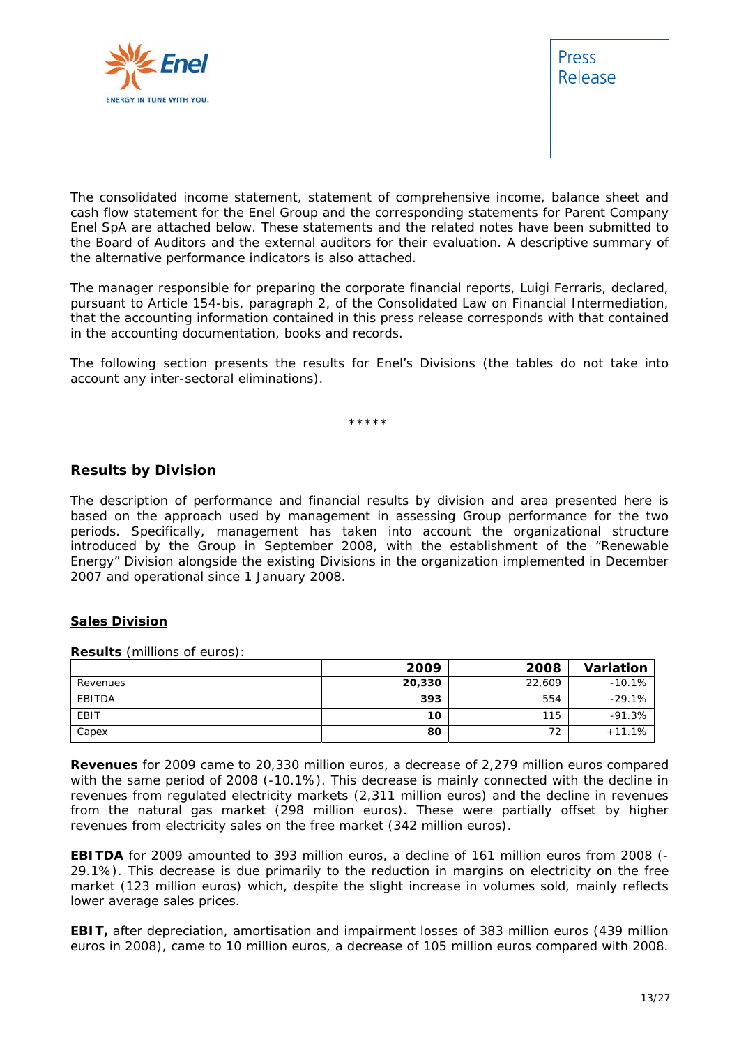The consolidated income statement, statement of comprehensive income, balance sheet and cash flow statement for the Enel Group and the corresponding statements for Parent Company Enel SpA are attached below. These statements and the related notes have been submitted to the Board of Auditors and the external auditors for their evaluation. A descriptive summary of the alternative performance indicators is also attached.

The manager responsible for preparing the corporate financial reports, Luigi Ferraris, declared, pursuant to Article 154-bis, paragraph 2, of the Consolidated Law on Financial Intermediation, that the accounting information contained in this press release corresponds with that contained in the accounting documentation, books and records.

The following section presents the results for Enel's Divisions (the tables do not take into account any inter-sectoral eliminations).

*****

## Results by Division

The description of performance and financial results by division and area presented here is based on the approach used by management in assessing Group performance for the two periods. Specifically, management has taken into account the organizational structure introduced by the Group in September 2008, with the establishment of the "Renewable Energy" Division alongside the existing Divisions in the organization implemented in December 2007 and operational since 1 January 2008.

### <u>Sales Division</u>

**Results** (millions of euros):

| | 2009 | 2008 | Variation |
|---|---|---|---|
| Revenues | **20,330** | 22,609 | -10.1% |
| EBITDA | **393** | 554 | -29.1% |
| EBIT | **10** | 115 | -91.3% |
| Capex | **80** | 72 | +11.1% |

**Revenues** for 2009 came to 20,330 million euros, a decrease of 2,279 million euros compared with the same period of 2008 (-10.1%). This decrease is mainly connected with the decline in revenues from regulated electricity markets (2,311 million euros) and the decline in revenues from the natural gas market (298 million euros). These were partially offset by higher revenues from electricity sales on the free market (342 million euros).

**EBITDA** for 2009 amounted to 393 million euros, a decline of 161 million euros from 2008 (-29.1%). This decrease is due primarily to the reduction in margins on electricity on the free market (123 million euros) which, despite the slight increase in volumes sold, mainly reflects lower average sales prices.

**EBIT,** after depreciation, amortisation and impairment losses of 383 million euros (439 million euros in 2008), came to 10 million euros, a decrease of 105 million euros compared with 2008.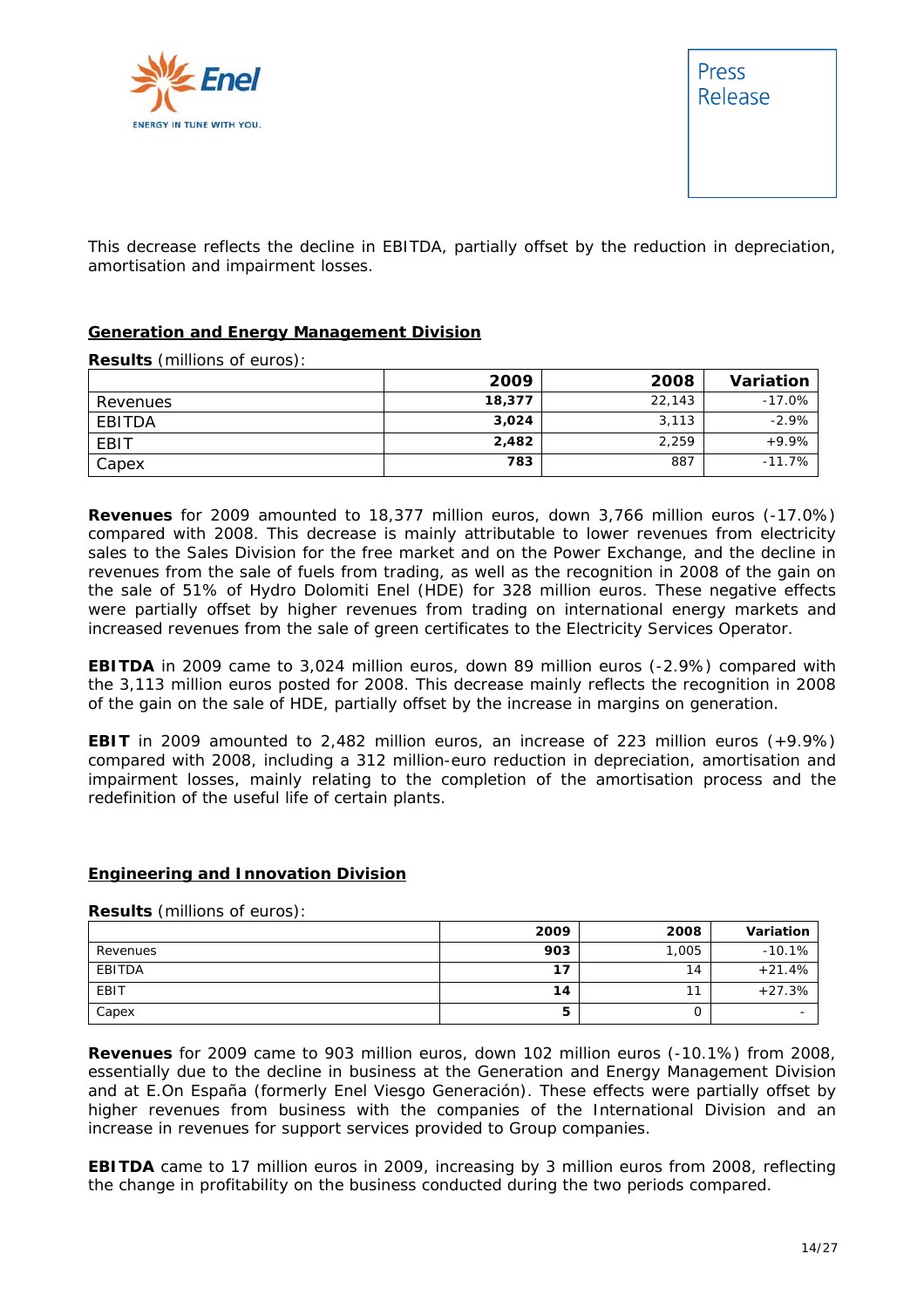This decrease reflects the decline in EBITDA, partially offset by the reduction in depreciation, amortisation and impairment losses.

## Generation and Energy Management Division

**Results** (millions of euros):

| | 2009 | 2008 | Variation |
|---|---|---|---|
| Revenues | **18,377** | 22,143 | -17.0% |
| EBITDA | **3,024** | 3,113 | -2.9% |
| EBIT | **2,482** | 2,259 | +9.9% |
| Capex | **783** | 887 | -11.7% |

**Revenues** for 2009 amounted to 18,377 million euros, down 3,766 million euros (-17.0%) compared with 2008. This decrease is mainly attributable to lower revenues from electricity sales to the Sales Division for the free market and on the Power Exchange, and the decline in revenues from the sale of fuels from trading, as well as the recognition in 2008 of the gain on the sale of 51% of Hydro Dolomiti Enel (HDE) for 328 million euros. These negative effects were partially offset by higher revenues from trading on international energy markets and increased revenues from the sale of green certificates to the Electricity Services Operator.

**EBITDA** in 2009 came to 3,024 million euros, down 89 million euros (-2.9%) compared with the 3,113 million euros posted for 2008. This decrease mainly reflects the recognition in 2008 of the gain on the sale of HDE, partially offset by the increase in margins on generation.

**EBIT** in 2009 amounted to 2,482 million euros, an increase of 223 million euros (+9.9%) compared with 2008, including a 312 million-euro reduction in depreciation, amortisation and impairment losses, mainly relating to the completion of the amortisation process and the redefinition of the useful life of certain plants.

## Engineering and Innovation Division

**Results** (millions of euros):

| | 2009 | 2008 | Variation |
|---|---|---|---|
| Revenues | **903** | 1,005 | -10.1% |
| EBITDA | **17** | 14 | +21.4% |
| EBIT | **14** | 11 | +27.3% |
| Capex | **5** | 0 | - |

**Revenues** for 2009 came to 903 million euros, down 102 million euros (-10.1%) from 2008, essentially due to the decline in business at the Generation and Energy Management Division and at E.On España (formerly Enel Viesgo Generación). These effects were partially offset by higher revenues from business with the companies of the International Division and an increase in revenues for support services provided to Group companies.

**EBITDA** came to 17 million euros in 2009, increasing by 3 million euros from 2008, reflecting the change in profitability on the business conducted during the two periods compared.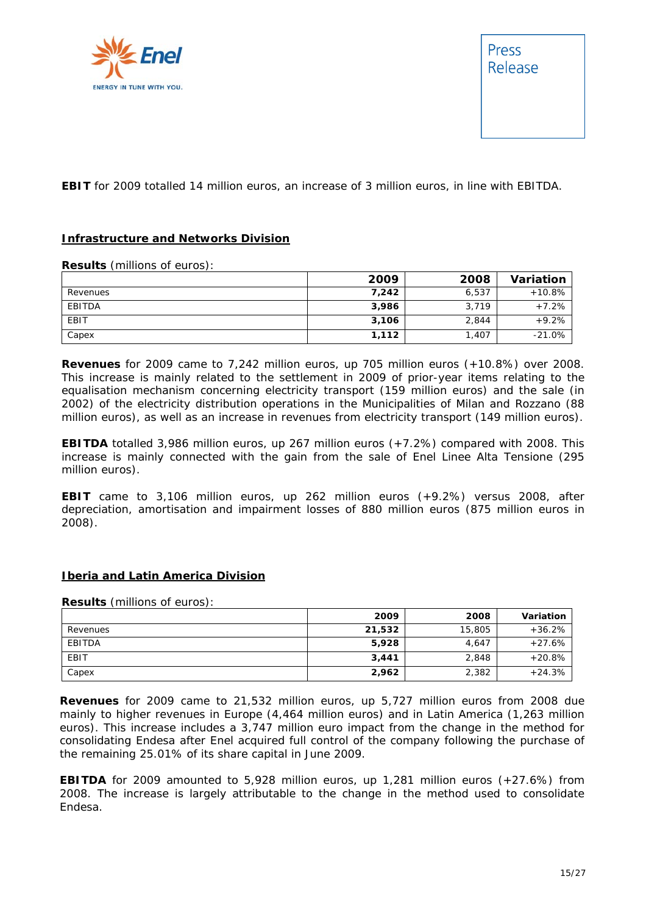**EBIT** for 2009 totalled 14 million euros, an increase of 3 million euros, in line with EBITDA.

## Infrastructure and Networks Division

**Results** (millions of euros):

| | 2009 | 2008 | Variation |
|---|---|---|---|
| Revenues | **7,242** | 6,537 | +10.8% |
| EBITDA | **3,986** | 3,719 | +7.2% |
| EBIT | **3,106** | 2,844 | +9.2% |
| Capex | **1,112** | 1,407 | -21.0% |

**Revenues** for 2009 came to 7,242 million euros, up 705 million euros (+10.8%) over 2008. This increase is mainly related to the settlement in 2009 of prior-year items relating to the equalisation mechanism concerning electricity transport (159 million euros) and the sale (in 2002) of the electricity distribution operations in the Municipalities of Milan and Rozzano (88 million euros), as well as an increase in revenues from electricity transport (149 million euros).

**EBITDA** totalled 3,986 million euros, up 267 million euros (+7.2%) compared with 2008. This increase is mainly connected with the gain from the sale of Enel Linee Alta Tensione (295 million euros).

**EBIT** came to 3,106 million euros, up 262 million euros (+9.2%) versus 2008, after depreciation, amortisation and impairment losses of 880 million euros (875 million euros in 2008).

## Iberia and Latin America Division

**Results** (millions of euros):

| | 2009 | 2008 | Variation |
|---|---|---|---|
| Revenues | **21,532** | 15,805 | +36.2% |
| EBITDA | **5,928** | 4,647 | +27.6% |
| EBIT | **3,441** | 2,848 | +20.8% |
| Capex | **2,962** | 2,382 | +24.3% |

**Revenues** for 2009 came to 21,532 million euros, up 5,727 million euros from 2008 due mainly to higher revenues in Europe (4,464 million euros) and in Latin America (1,263 million euros). This increase includes a 3,747 million euro impact from the change in the method for consolidating Endesa after Enel acquired full control of the company following the purchase of the remaining 25.01% of its share capital in June 2009.

**EBITDA** for 2009 amounted to 5,928 million euros, up 1,281 million euros (+27.6%) from 2008. The increase is largely attributable to the change in the method used to consolidate Endesa.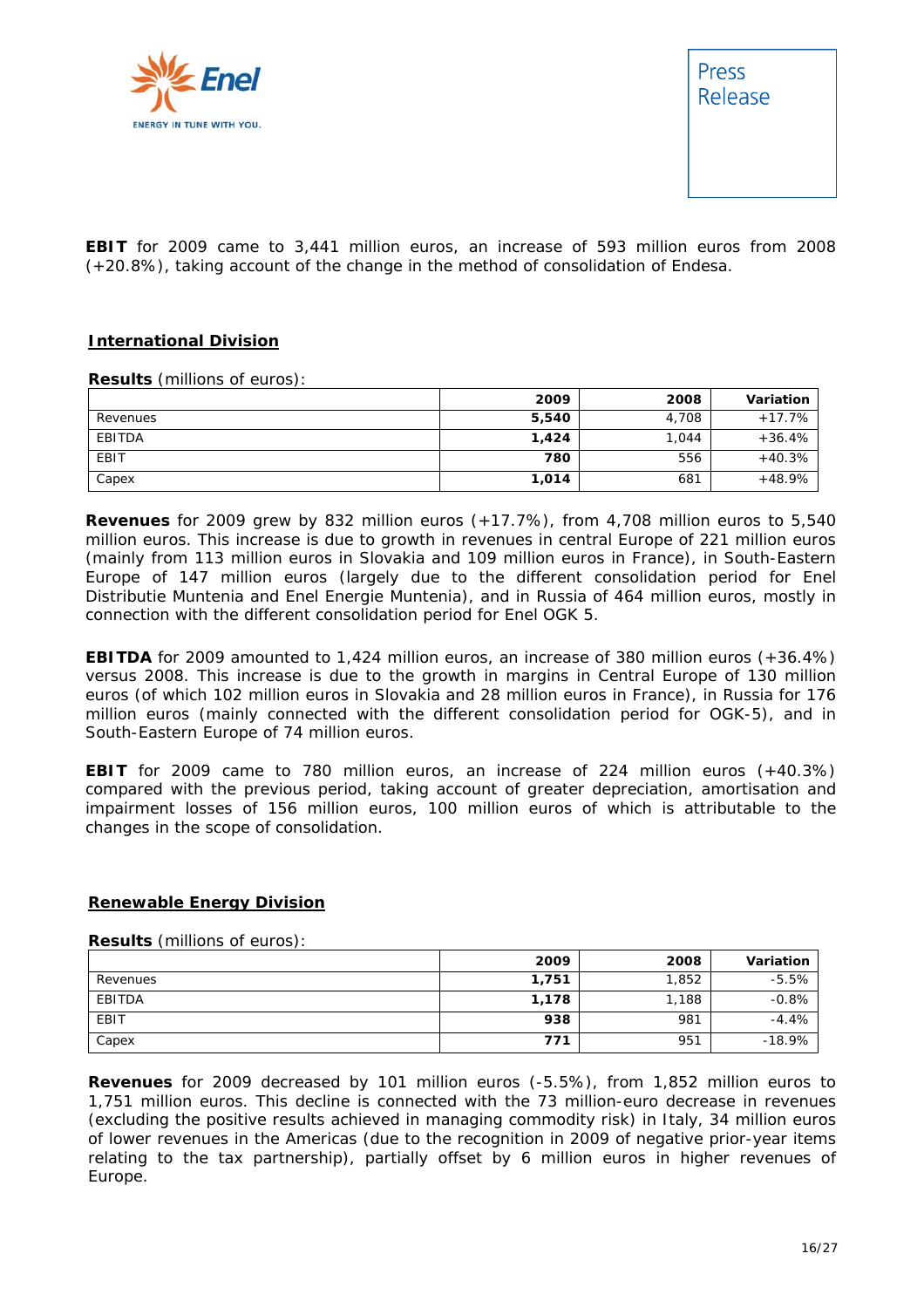**EBIT** for 2009 came to 3,441 million euros, an increase of 593 million euros from 2008 (+20.8%), taking account of the change in the method of consolidation of Endesa.

## International Division

**Results** (millions of euros):

| | 2009 | 2008 | Variation |
|---|---|---|---|
| Revenues | **5,540** | 4,708 | +17.7% |
| EBITDA | **1,424** | 1,044 | +36.4% |
| EBIT | **780** | 556 | +40.3% |
| Capex | **1,014** | 681 | +48.9% |

**Revenues** for 2009 grew by 832 million euros (+17.7%), from 4,708 million euros to 5,540 million euros. This increase is due to growth in revenues in central Europe of 221 million euros (mainly from 113 million euros in Slovakia and 109 million euros in France), in South-Eastern Europe of 147 million euros (largely due to the different consolidation period for Enel Distributie Muntenia and Enel Energie Muntenia), and in Russia of 464 million euros, mostly in connection with the different consolidation period for Enel OGK 5.

**EBITDA** for 2009 amounted to 1,424 million euros, an increase of 380 million euros (+36.4%) versus 2008. This increase is due to the growth in margins in Central Europe of 130 million euros (of which 102 million euros in Slovakia and 28 million euros in France), in Russia for 176 million euros (mainly connected with the different consolidation period for OGK-5), and in South-Eastern Europe of 74 million euros.

**EBIT** for 2009 came to 780 million euros, an increase of 224 million euros (+40.3%) compared with the previous period, taking account of greater depreciation, amortisation and impairment losses of 156 million euros, 100 million euros of which is attributable to the changes in the scope of consolidation.

## Renewable Energy Division

**Results** (millions of euros):

| | 2009 | 2008 | Variation |
|---|---|---|---|
| Revenues | **1,751** | 1,852 | -5.5% |
| EBITDA | **1,178** | 1,188 | -0.8% |
| EBIT | **938** | 981 | -4.4% |
| Capex | **771** | 951 | -18.9% |

**Revenues** for 2009 decreased by 101 million euros (-5.5%), from 1,852 million euros to 1,751 million euros. This decline is connected with the 73 million-euro decrease in revenues (excluding the positive results achieved in managing commodity risk) in Italy, 34 million euros of lower revenues in the Americas (due to the recognition in 2009 of negative prior-year items relating to the tax partnership), partially offset by 6 million euros in higher revenues of Europe.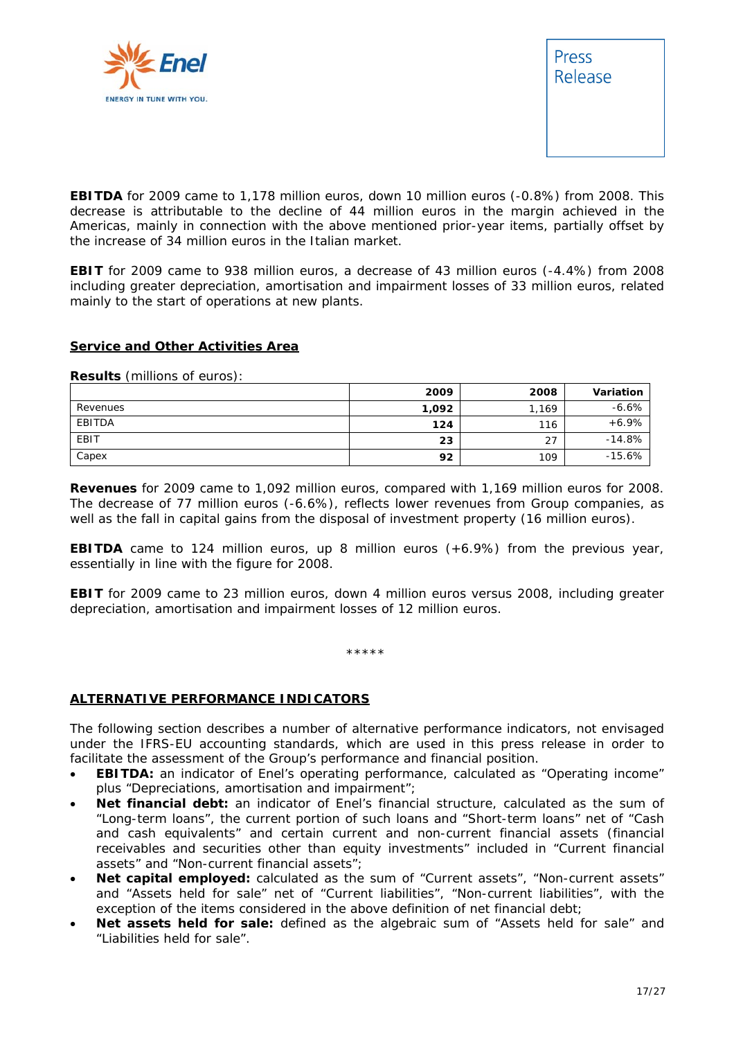**EBITDA** for 2009 came to 1,178 million euros, down 10 million euros (-0.8%) from 2008. This decrease is attributable to the decline of 44 million euros in the margin achieved in the Americas, mainly in connection with the above mentioned prior-year items, partially offset by the increase of 34 million euros in the Italian market.

**EBIT** for 2009 came to 938 million euros, a decrease of 43 million euros (-4.4%) from 2008 including greater depreciation, amortisation and impairment losses of 33 million euros, related mainly to the start of operations at new plants.

**Service and Other Activities Area**

**Results** (millions of euros):

| | 2009 | 2008 | Variation |
|---|---|---|---|
| Revenues | **1,092** | 1,169 | -6.6% |
| EBITDA | **124** | 116 | +6.9% |
| EBIT | **23** | 27 | -14.8% |
| Capex | **92** | 109 | -15.6% |

**Revenues** for 2009 came to 1,092 million euros, compared with 1,169 million euros for 2008. The decrease of 77 million euros (-6.6%), reflects lower revenues from Group companies, as well as the fall in capital gains from the disposal of investment property (16 million euros).

**EBITDA** came to 124 million euros, up 8 million euros (+6.9%) from the previous year, essentially in line with the figure for 2008.

**EBIT** for 2009 came to 23 million euros, down 4 million euros versus 2008, including greater depreciation, amortisation and impairment losses of 12 million euros.

*****

**ALTERNATIVE PERFORMANCE INDICATORS**

The following section describes a number of alternative performance indicators, not envisaged under the IFRS-EU accounting standards, which are used in this press release in order to facilitate the assessment of the Group's performance and financial position.

- **EBITDA:** an indicator of Enel's operating performance, calculated as "Operating income" plus "Depreciations, amortisation and impairment";
- **Net financial debt:** an indicator of Enel's financial structure, calculated as the sum of "Long-term loans", the current portion of such loans and "Short-term loans" net of "Cash and cash equivalents" and certain current and non-current financial assets (financial receivables and securities other than equity investments" included in "Current financial assets" and "Non-current financial assets";
- **Net capital employed:** calculated as the sum of "Current assets", "Non-current assets" and "Assets held for sale" net of "Current liabilities", "Non-current liabilities", with the exception of the items considered in the above definition of net financial debt;
- **Net assets held for sale:** defined as the algebraic sum of "Assets held for sale" and "Liabilities held for sale".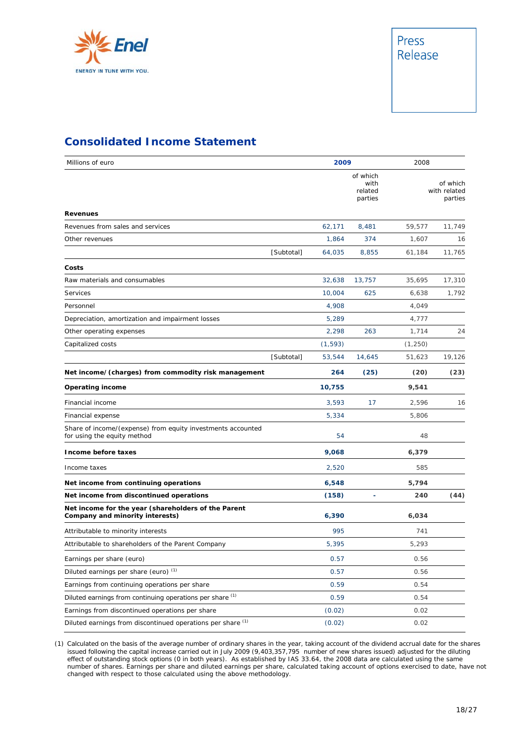## Consolidated Income Statement

| Millions of euro | | 2009 | | 2008 | |
|---|---|---|---|---|---|
| | | | of which with related parties | | of which with related parties |
| **Revenues** | | | | | |
| Revenues from sales and services | | 62,171 | 8,481 | 59,577 | 11,749 |
| Other revenues | | 1,864 | 374 | 1,607 | 16 |
| | [Subtotal] | 64,035 | 8,855 | 61,184 | 11,765 |
| **Costs** | | | | | |
| Raw materials and consumables | | 32,638 | 13,757 | 35,695 | 17,310 |
| Services | | 10,004 | 625 | 6,638 | 1,792 |
| Personnel | | 4,908 | | 4,049 | |
| Depreciation, amortization and impairment losses | | 5,289 | | 4,777 | |
| Other operating expenses | | 2,298 | 263 | 1,714 | 24 |
| Capitalized costs | | (1,593) | | (1,250) | |
| | [Subtotal] | 53,544 | 14,645 | 51,623 | 19,126 |
| **Net income/(charges) from commodity risk management** | | **264** | **(25)** | **(20)** | **(23)** |
| **Operating income** | | **10,755** | | **9,541** | |
| Financial income | | 3,593 | 17 | 2,596 | 16 |
| Financial expense | | 5,334 | | 5,806 | |
| Share of income/(expense) from equity investments accounted for using the equity method | | 54 | | 48 | |
| **Income before taxes** | | **9,068** | | **6,379** | |
| Income taxes | | 2,520 | | 585 | |
| **Net income from continuing operations** | | **6,548** | | **5,794** | |
| **Net income from discontinued operations** | | **(158)** | - | **240** | **(44)** |
| **Net income for the year (shareholders of the Parent Company and minority interests)** | | **6,390** | | **6,034** | |
| Attributable to minority interests | | 995 | | 741 | |
| Attributable to shareholders of the Parent Company | | 5,395 | | 5,293 | |
| Earnings per share (euro) | | 0.57 | | 0.56 | |
| Diluted earnings per share (euro) (1) | | 0.57 | | 0.56 | |
| Earnings from continuing operations per share | | 0.59 | | 0.54 | |
| Diluted earnings from continuing operations per share (1) | | 0.59 | | 0.54 | |
| Earnings from discontinued operations per share | | (0.02) | | 0.02 | |
| Diluted earnings from discontinued operations per share (1) | | (0.02) | | 0.02 | |

(1) Calculated on the basis of the average number of ordinary shares in the year, taking account of the dividend accrual date for the shares issued following the capital increase carried out in July 2009 (9,403,357,795 number of new shares issued) adjusted for the diluting effect of outstanding stock options (0 in both years). As established by IAS 33.64, the 2008 data are calculated using the same number of shares. Earnings per share and diluted earnings per share, calculated taking account of options exercised to date, have not changed with respect to those calculated using the above methodology.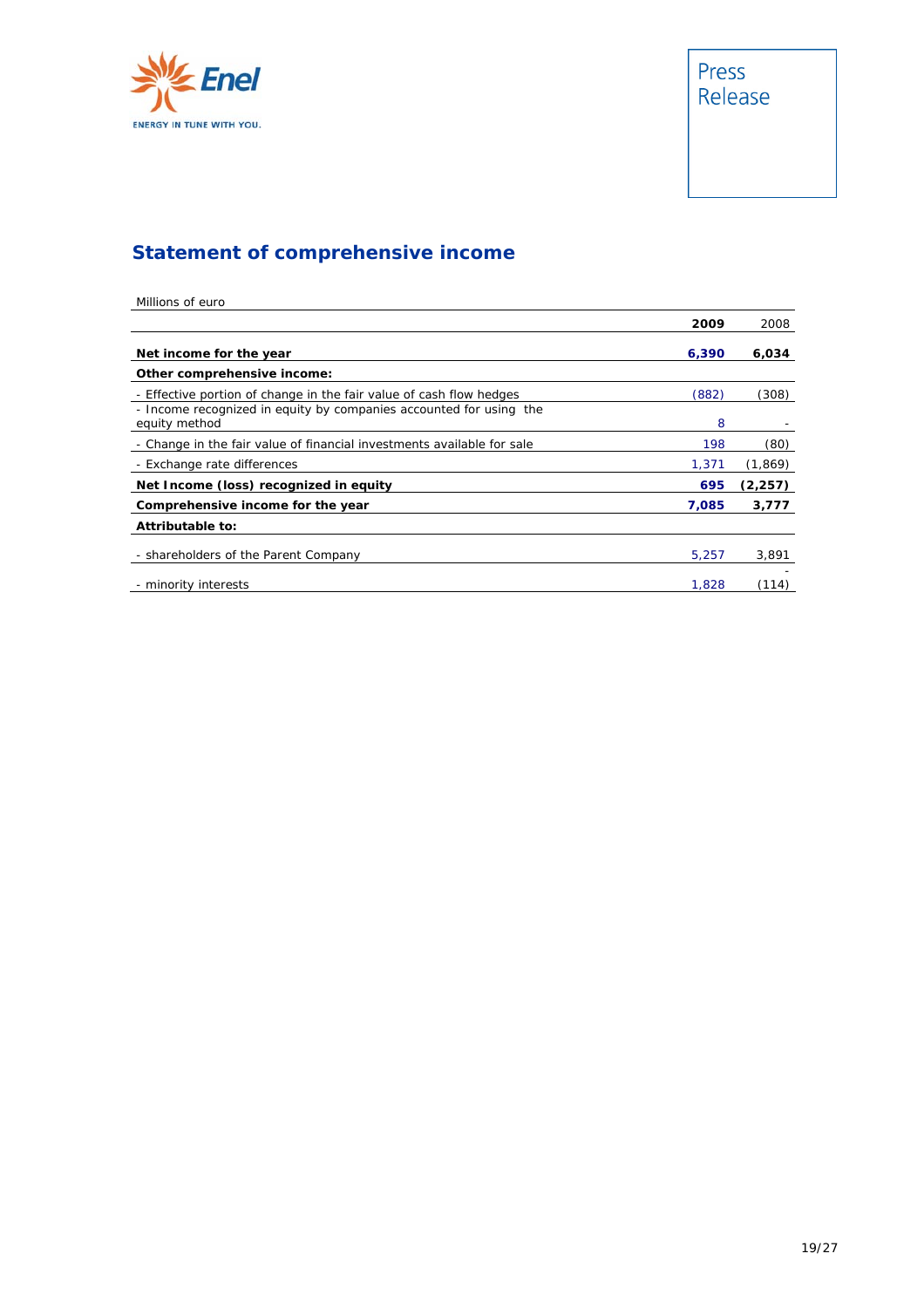## Statement of comprehensive income

| Millions of euro | 2009 | 2008 |
|---|---|---|
| **Net income for the year** | **6,390** | **6,034** |
| **Other comprehensive income:** | | |
| - Effective portion of change in the fair value of cash flow hedges | (882) | (308) |
| - Income recognized in equity by companies accounted for using the equity method | 8 | - |
| - Change in the fair value of financial investments available for sale | 198 | (80) |
| - Exchange rate differences | 1,371 | (1,869) |
| **Net Income (loss) recognized in equity** | **695** | **(2,257)** |
| **Comprehensive income for the year** | **7,085** | **3,777** |
| **Attributable to:** | | |
| - shareholders of the Parent Company | 5,257 | 3,891 |
| - minority interests | 1,828 | (114) |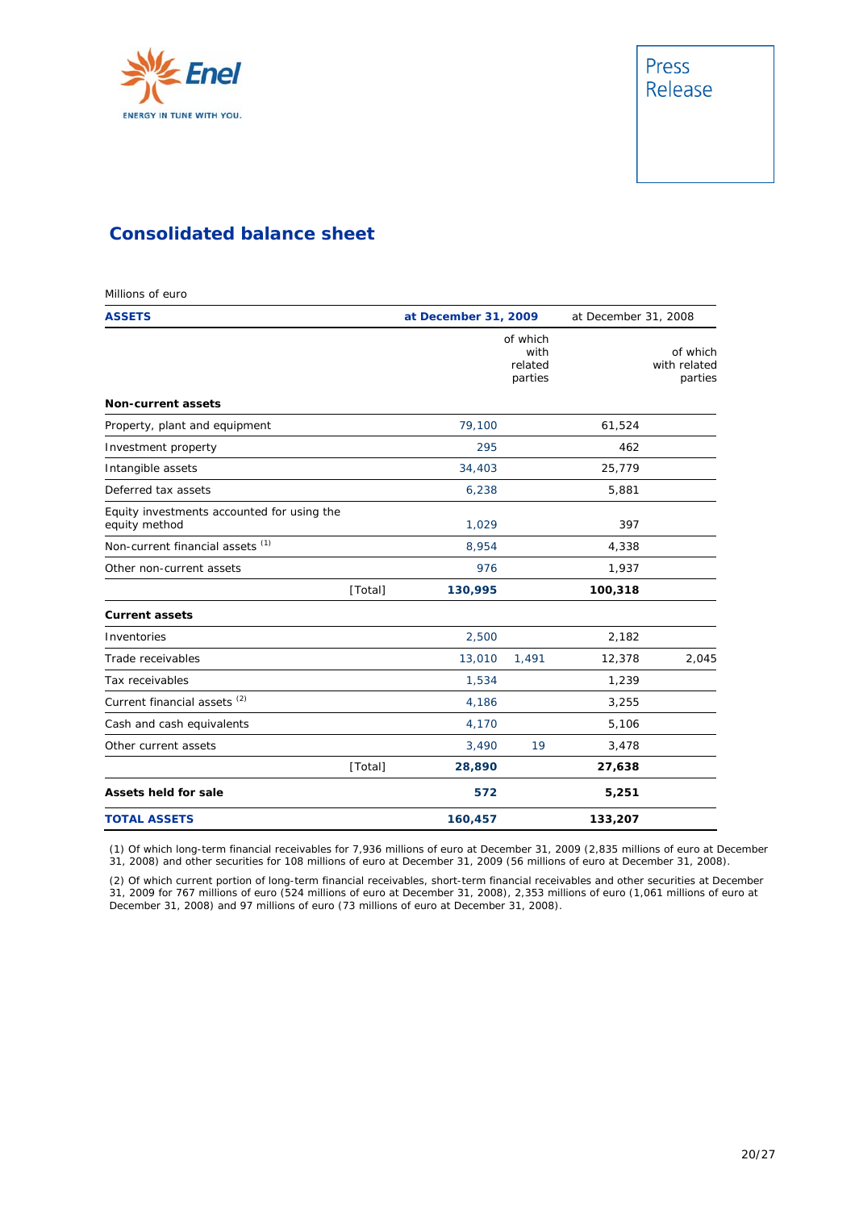## Consolidated balance sheet

Millions of euro

| ASSETS | | at December 31, 2009 | | at December 31, 2008 | |
|---|---|---|---|---|---|
| | | | of which with related parties | | of which with related parties |
| **Non-current assets** | | | | | |
| Property, plant and equipment | | 79,100 | | 61,524 | |
| Investment property | | 295 | | 462 | |
| Intangible assets | | 34,403 | | 25,779 | |
| Deferred tax assets | | 6,238 | | 5,881 | |
| Equity investments accounted for using the equity method | | 1,029 | | 397 | |
| Non-current financial assets [1] | | 8,954 | | 4,338 | |
| Other non-current assets | | 976 | | 1,937 | |
| | [Total] | **130,995** | | **100,318** | |
| **Current assets** | | | | | |
| Inventories | | 2,500 | | 2,182 | |
| Trade receivables | | 13,010 | 1,491 | 12,378 | 2,045 |
| Tax receivables | | 1,534 | | 1,239 | |
| Current financial assets [2] | | 4,186 | | 3,255 | |
| Cash and cash equivalents | | 4,170 | | 5,106 | |
| Other current assets | | 3,490 | 19 | 3,478 | |
| | [Total] | **28,890** | | **27,638** | |
| **Assets held for sale** | | **572** | | **5,251** | |
| **TOTAL ASSETS** | | **160,457** | | **133,207** | |

(1) Of which long-term financial receivables for 7,936 millions of euro at December 31, 2009 (2,835 millions of euro at December 31, 2008) and other securities for 108 millions of euro at December 31, 2009 (56 millions of euro at December 31, 2008).

(2) Of which current portion of long-term financial receivables, short-term financial receivables and other securities at December 31, 2009 for 767 millions of euro (524 millions of euro at December 31, 2008), 2,353 millions of euro (1,061 millions of euro at December 31, 2008) and 97 millions of euro (73 millions of euro at December 31, 2008).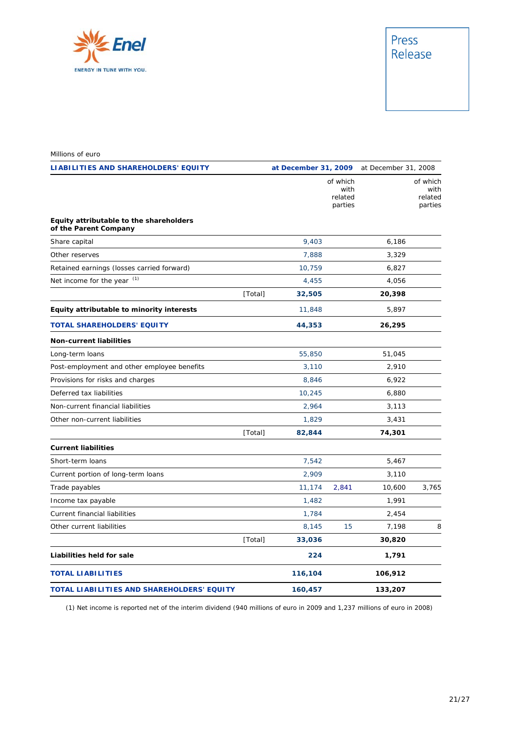Millions of euro

| LIABILITIES AND SHAREHOLDERS' EQUITY | | at December 31, 2009 | | at December 31, 2008 | |
|---|---|---|---|---|---|
| | | | of which with related parties | | of which with related parties |
| **Equity attributable to the shareholders of the Parent Company** | | | | | |
| Share capital | | 9,403 | | 6,186 | |
| Other reserves | | 7,888 | | 3,329 | |
| Retained earnings (losses carried forward) | | 10,759 | | 6,827 | |
| Net income for the year [(1)] | | 4,455 | | 4,056 | |
| | [Total] | **32,505** | | **20,398** | |
| **Equity attributable to minority interests** | | 11,848 | | 5,897 | |
| **TOTAL SHAREHOLDERS' EQUITY** | | **44,353** | | **26,295** | |
| **Non-current liabilities** | | | | | |
| Long-term loans | | 55,850 | | 51,045 | |
| Post-employment and other employee benefits | | 3,110 | | 2,910 | |
| Provisions for risks and charges | | 8,846 | | 6,922 | |
| Deferred tax liabilities | | 10,245 | | 6,880 | |
| Non-current financial liabilities | | 2,964 | | 3,113 | |
| Other non-current liabilities | | 1,829 | | 3,431 | |
| | [Total] | **82,844** | | **74,301** | |
| **Current liabilities** | | | | | |
| Short-term loans | | 7,542 | | 5,467 | |
| Current portion of long-term loans | | 2,909 | | 3,110 | |
| Trade payables | | 11,174 | 2,841 | 10,600 | 3,765 |
| Income tax payable | | 1,482 | | 1,991 | |
| Current financial liabilities | | 1,784 | | 2,454 | |
| Other current liabilities | | 8,145 | 15 | 7,198 | 8 |
| | [Total] | **33,036** | | **30,820** | |
| **Liabilities held for sale** | | **224** | | **1,791** | |
| **TOTAL LIABILITIES** | | **116,104** | | **106,912** | |
| **TOTAL LIABILITIES AND SHAREHOLDERS' EQUITY** | | **160,457** | | **133,207** | |

(1) Net income is reported net of the interim dividend (940 millions of euro in 2009 and 1,237 millions of euro in 2008)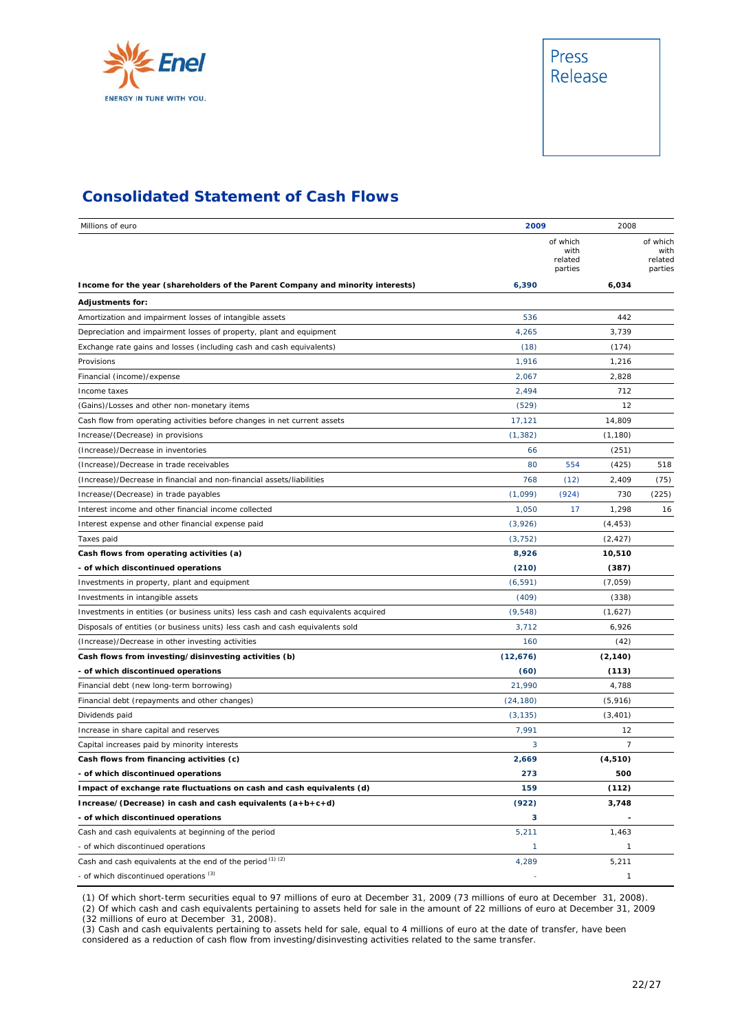## Consolidated Statement of Cash Flows

| Millions of euro | 2009 | of which with related parties | 2008 | of which with related parties |
|---|---|---|---|---|
| **Income for the year (shareholders of the Parent Company and minority interests)** | **6,390** | | **6,034** | |
| **Adjustments for:** | | | | |
| Amortization and impairment losses of intangible assets | 536 | | 442 | |
| Depreciation and impairment losses of property, plant and equipment | 4,265 | | 3,739 | |
| Exchange rate gains and losses (including cash and cash equivalents) | (18) | | (174) | |
| Provisions | 1,916 | | 1,216 | |
| Financial (income)/expense | 2,067 | | 2,828 | |
| Income taxes | 2,494 | | 712 | |
| (Gains)/Losses and other non-monetary items | (529) | | 12 | |
| Cash flow from operating activities before changes in net current assets | 17,121 | | 14,809 | |
| Increase/(Decrease) in provisions | (1,382) | | (1,180) | |
| (Increase)/Decrease in inventories | 66 | | (251) | |
| (Increase)/Decrease in trade receivables | 80 | 554 | (425) | 518 |
| (Increase)/Decrease in financial and non-financial assets/liabilities | 768 | (12) | 2,409 | (75) |
| Increase/(Decrease) in trade payables | (1,099) | (924) | 730 | (225) |
| Interest income and other financial income collected | 1,050 | 17 | 1,298 | 16 |
| Interest expense and other financial expense paid | (3,926) | | (4,453) | |
| Taxes paid | (3,752) | | (2,427) | |
| **Cash flows from operating activities (a)** | **8,926** | | **10,510** | |
| **- of which discontinued operations** | **(210)** | | **(387)** | |
| Investments in property, plant and equipment | (6,591) | | (7,059) | |
| Investments in intangible assets | (409) | | (338) | |
| Investments in entities (or business units) less cash and cash equivalents acquired | (9,548) | | (1,627) | |
| Disposals of entities (or business units) less cash and cash equivalents sold | 3,712 | | 6,926 | |
| (Increase)/Decrease in other investing activities | 160 | | (42) | |
| **Cash flows from investing/disinvesting activities (b)** | **(12,676)** | | **(2,140)** | |
| **- of which discontinued operations** | **(60)** | | **(113)** | |
| Financial debt (new long-term borrowing) | 21,990 | | 4,788 | |
| Financial debt (repayments and other changes) | (24,180) | | (5,916) | |
| Dividends paid | (3,135) | | (3,401) | |
| Increase in share capital and reserves | 7,991 | | 12 | |
| Capital increases paid by minority interests | 3 | | 7 | |
| **Cash flows from financing activities (c)** | **2,669** | | **(4,510)** | |
| **- of which discontinued operations** | **273** | | **500** | |
| **Impact of exchange rate fluctuations on cash and cash equivalents (d)** | **159** | | **(112)** | |
| **Increase/(Decrease) in cash and cash equivalents (a+b+c+d)** | **(922)** | | **3,748** | |
| **- of which discontinued operations** | **3** | | **-** | |
| Cash and cash equivalents at beginning of the period | 5,211 | | 1,463 | |
| - of which discontinued operations | 1 | | 1 | |
| Cash and cash equivalents at the end of the period [1] [2] | 4,289 | | 5,211 | |
| - of which discontinued operations [3] | - | | 1 | |

(1) Of which short-term securities equal to 97 millions of euro at December 31, 2009 (73 millions of euro at December 31, 2008).
(2) Of which cash and cash equivalents pertaining to assets held for sale in the amount of 22 millions of euro at December 31, 2009 (32 millions of euro at December 31, 2008).
(3) Cash and cash equivalents pertaining to assets held for sale, equal to 4 millions of euro at the date of transfer, have been considered as a reduction of cash flow from investing/disinvesting activities related to the same transfer.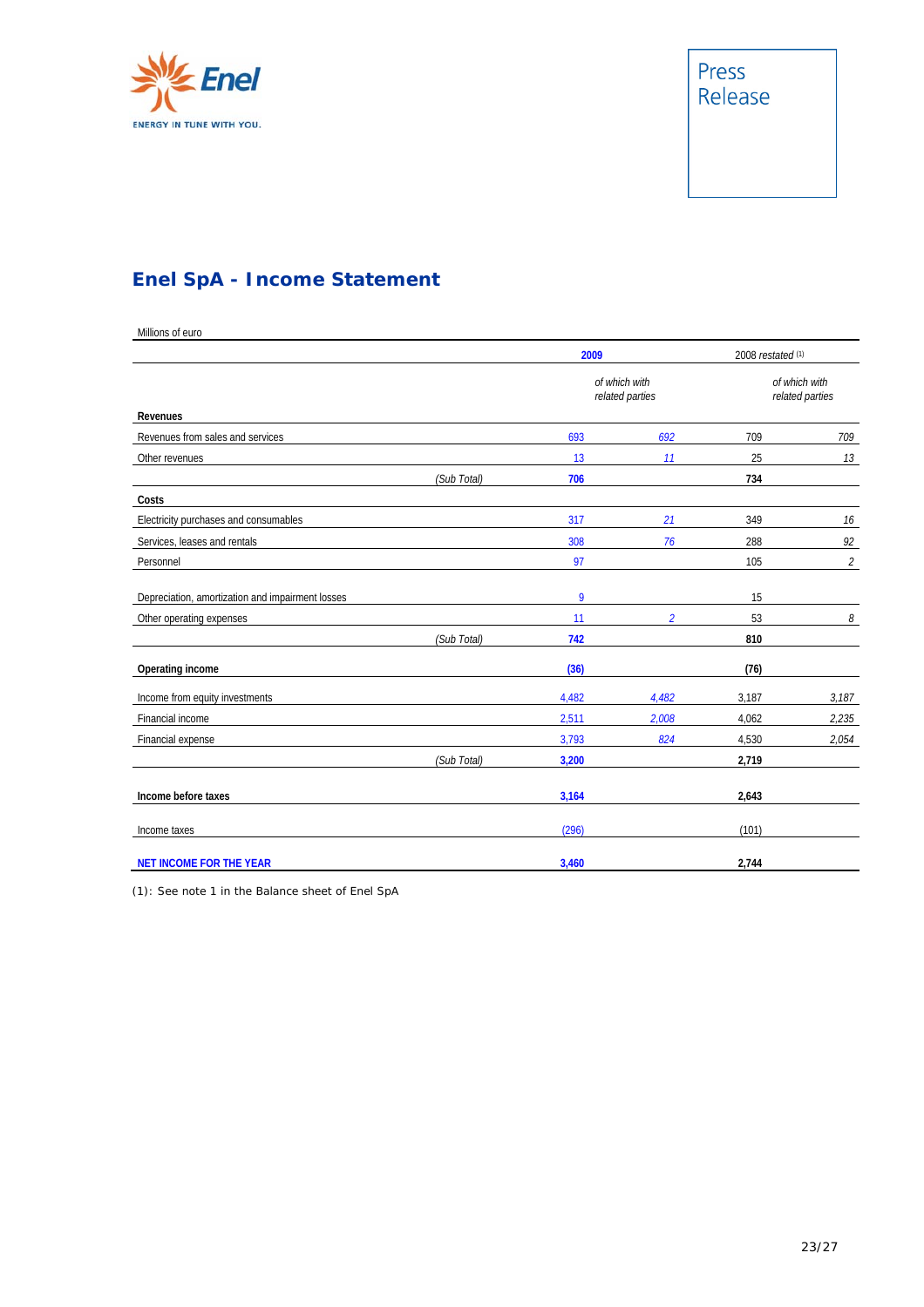## Enel SpA - Income Statement

| Millions of euro | | | | | |
|---|---|---|---|---|---|
| | | **2009** | | 2008 *restated* (1) | |
| | | | *of which with related parties* | | *of which with related parties* |
| **Revenues** | | | | | |
| Revenues from sales and services | | 693 | *692* | 709 | *709* |
| Other revenues | | 13 | *11* | 25 | *13* |
| | *(Sub Total)* | **706** | | **734** | |
| **Costs** | | | | | |
| Electricity purchases and consumables | | 317 | *21* | 349 | *16* |
| Services, leases and rentals | | 308 | *76* | 288 | *92* |
| Personnel | | 97 | | 105 | *2* |
| Depreciation, amortization and impairment losses | | 9 | | 15 | |
| Other operating expenses | | 11 | *2* | 53 | *8* |
| | *(Sub Total)* | **742** | | **810** | |
| **Operating income** | | **(36)** | | **(76)** | |
| Income from equity investments | | 4,482 | *4,482* | 3,187 | *3,187* |
| Financial income | | 2,511 | *2,008* | 4,062 | *2,235* |
| Financial expense | | 3,793 | *824* | 4,530 | *2,054* |
| | *(Sub Total)* | **3,200** | | **2,719** | |
| **Income before taxes** | | **3,164** | | **2,643** | |
| Income taxes | | (296) | | (101) | |
| **NET INCOME FOR THE YEAR** | | **3,460** | | **2,744** | |

(1): See note 1 in the Balance sheet of Enel SpA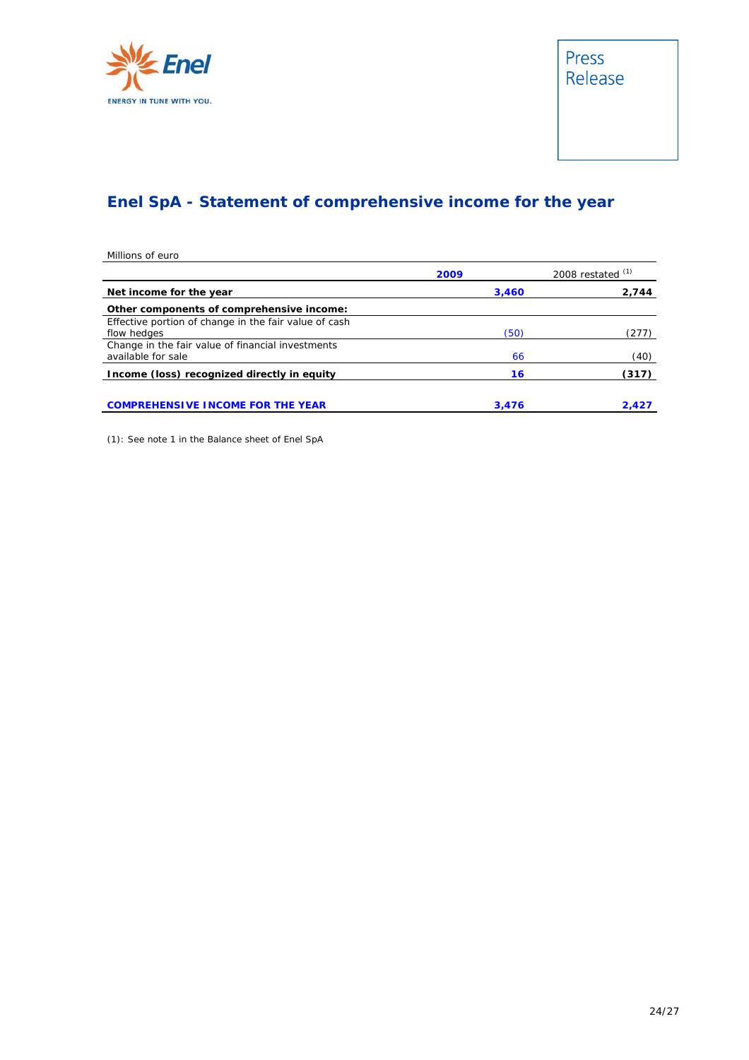## Enel SpA - Statement of comprehensive income for the year

Millions of euro

| | 2009 | 2008 restated [1] |
|---|---|---|
| **Net income for the year** | **3,460** | **2,744** |
| **Other components of comprehensive income:** | | |
| Effective portion of change in the fair value of cash flow hedges | (50) | (277) |
| Change in the fair value of financial investments available for sale | 66 | (40) |
| **Income (loss) recognized directly in equity** | **16** | **(317)** |
| | | |
| **COMPREHENSIVE INCOME FOR THE YEAR** | **3,476** | **2,427** |

(1): See note 1 in the Balance sheet of Enel SpA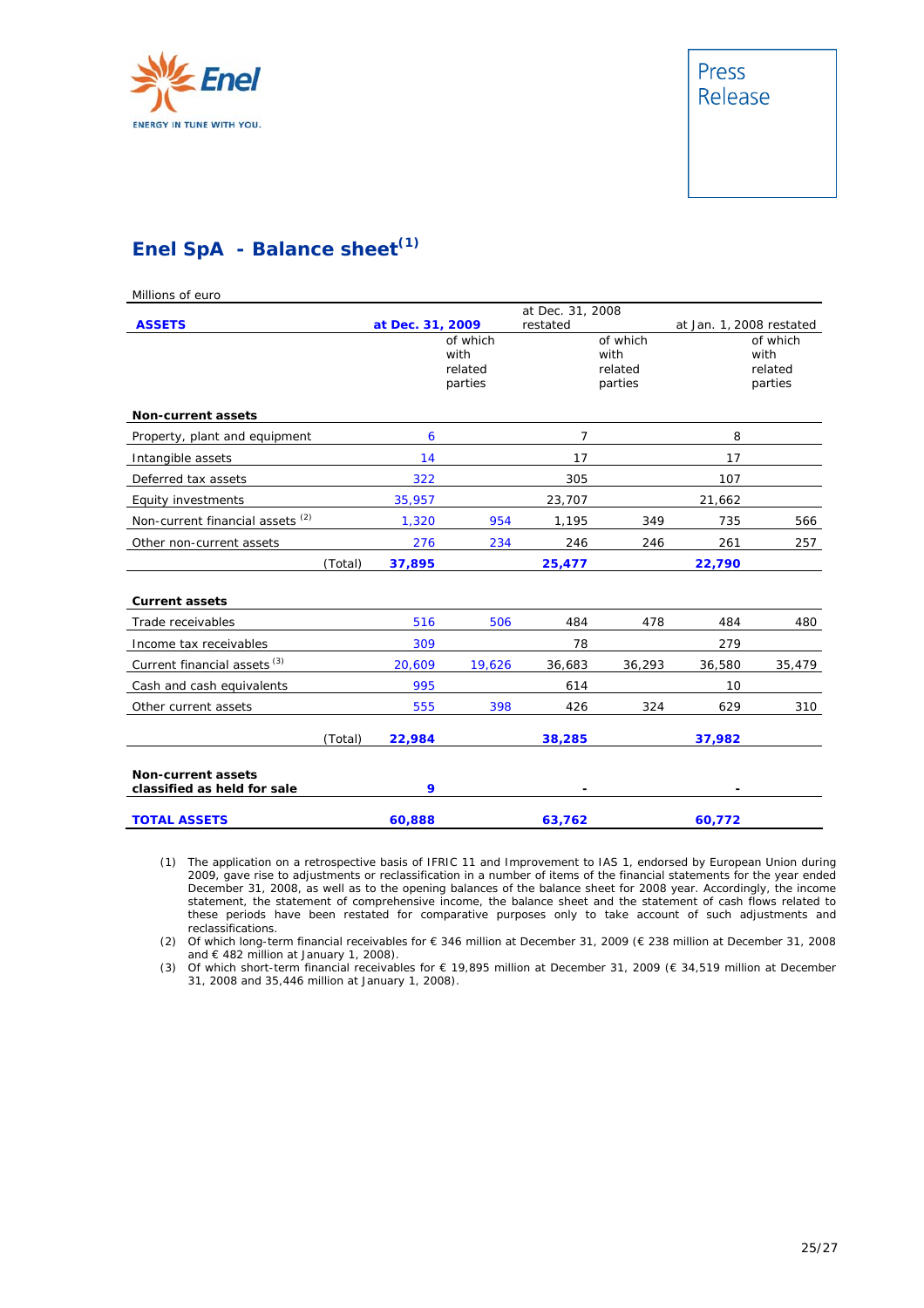Enel

ENERGY IN TUNE WITH YOU.

Press Release

## Enel SpA - Balance sheet[1]

Millions of euro

| ASSETS | | at Dec. 31, 2009 | | at Dec. 31, 2008 restated | | at Jan. 1, 2008 restated | |
|---|---|---|---|---|---|---|---|
| | | | of which with related parties | | of which with related parties | | of which with related parties |
| **Non-current assets** | | | | | | | |
| Property, plant and equipment | | 6 | | 7 | | 8 | |
| Intangible assets | | 14 | | 17 | | 17 | |
| Deferred tax assets | | 322 | | 305 | | 107 | |
| Equity investments | | 35,957 | | 23,707 | | 21,662 | |
| Non-current financial assets [2] | | 1,320 | 954 | 1,195 | 349 | 735 | 566 |
| Other non-current assets | | 276 | 234 | 246 | 246 | 261 | 257 |
| | (Total) | **37,895** | | **25,477** | | **22,790** | |
| **Current assets** | | | | | | | |
| Trade receivables | | 516 | 506 | 484 | 478 | 484 | 480 |
| Income tax receivables | | 309 | | 78 | | 279 | |
| Current financial assets [3] | | 20,609 | 19,626 | 36,683 | 36,293 | 36,580 | 35,479 |
| Cash and cash equivalents | | 995 | | 614 | | 10 | |
| Other current assets | | 555 | 398 | 426 | 324 | 629 | 310 |
| | (Total) | **22,984** | | **38,285** | | **37,982** | |
| **Non-current assets classified as held for sale** | | **9** | | **-** | | **-** | |
| **TOTAL ASSETS** | | **60,888** | | **63,762** | | **60,772** | |

(1) The application on a retrospective basis of IFRIC 11 and Improvement to IAS 1, endorsed by European Union during 2009, gave rise to adjustments or reclassification in a number of items of the financial statements for the year ended December 31, 2008, as well as to the opening balances of the balance sheet for 2008 year. Accordingly, the income statement, the statement of comprehensive income, the balance sheet and the statement of cash flows related to these periods have been restated for comparative purposes only to take account of such adjustments and reclassifications.

(2) Of which long-term financial receivables for € 346 million at December 31, 2009 (€ 238 million at December 31, 2008 and € 482 million at January 1, 2008).

(3) Of which short-term financial receivables for € 19,895 million at December 31, 2009 (€ 34,519 million at December 31, 2008 and 35,446 million at January 1, 2008).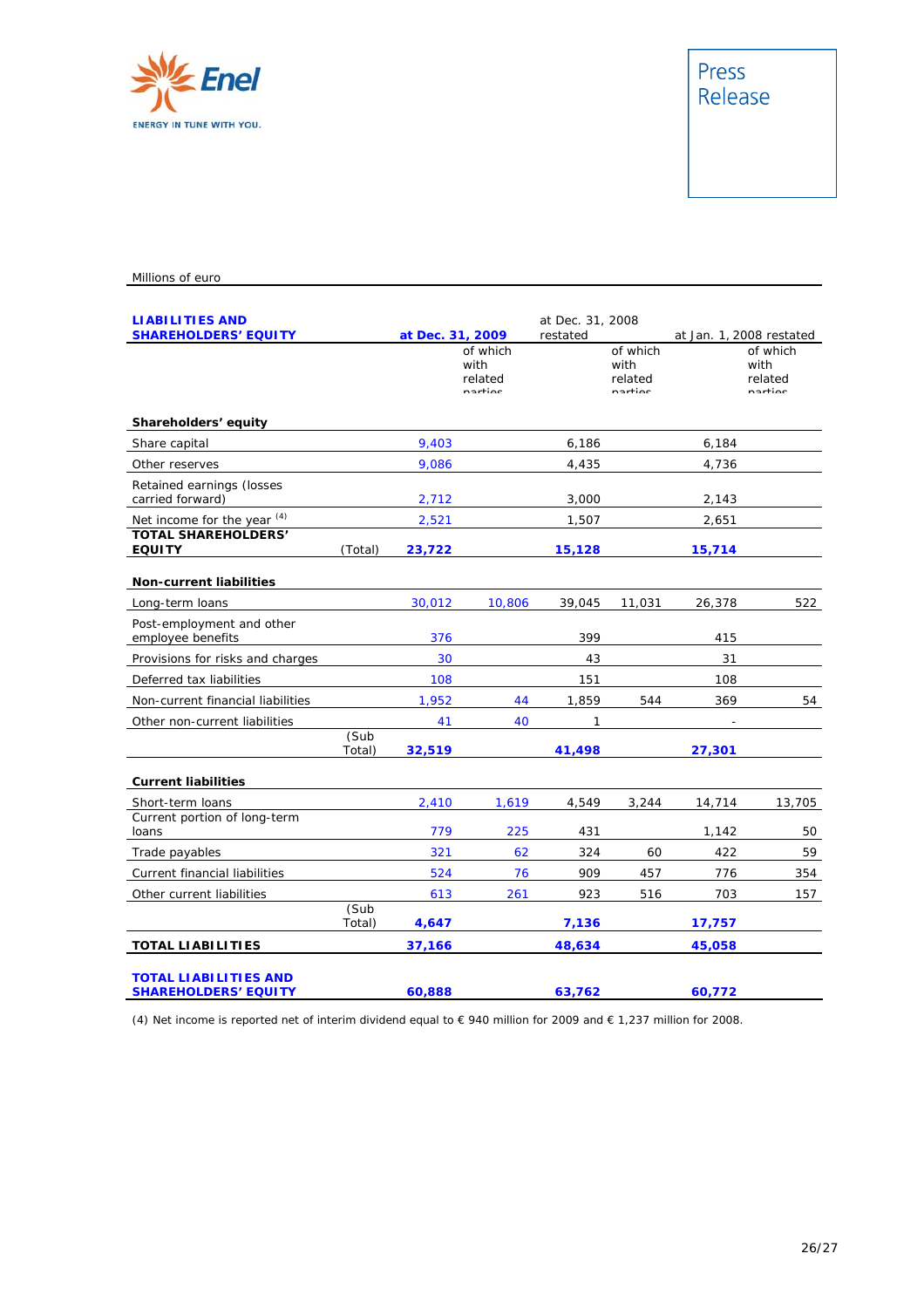Millions of euro

| LIABILITIES AND SHAREHOLDERS' EQUITY | | at Dec. 31, 2009 | | at Dec. 31, 2008 restated | | at Jan. 1, 2008 restated | |
|---|---|---|---|---|---|---|---|
| | | | of which with related parties | | of which with related parties | | of which with related parties |
| **Shareholders' equity** | | | | | | | |
| Share capital | | 9,403 | | 6,186 | | 6,184 | |
| Other reserves | | 9,086 | | 4,435 | | 4,736 | |
| Retained earnings (losses carried forward) | | 2,712 | | 3,000 | | 2,143 | |
| Net income for the year (4) | | 2,521 | | 1,507 | | 2,651 | |
| **TOTAL SHAREHOLDERS' EQUITY** | (Total) | **23,722** | | **15,128** | | **15,714** | |
| **Non-current liabilities** | | | | | | | |
| Long-term loans | | 30,012 | 10,806 | 39,045 | 11,031 | 26,378 | 522 |
| Post-employment and other employee benefits | | 376 | | 399 | | 415 | |
| Provisions for risks and charges | | 30 | | 43 | | 31 | |
| Deferred tax liabilities | | 108 | | 151 | | 108 | |
| Non-current financial liabilities | | 1,952 | 44 | 1,859 | 544 | 369 | 54 |
| Other non-current liabilities | | 41 | 40 | 1 | | - | |
| | (Sub Total) | **32,519** | | **41,498** | | **27,301** | |
| **Current liabilities** | | | | | | | |
| Short-term loans | | 2,410 | 1,619 | 4,549 | 3,244 | 14,714 | 13,705 |
| Current portion of long-term loans | | 779 | 225 | 431 | | 1,142 | 50 |
| Trade payables | | 321 | 62 | 324 | 60 | 422 | 59 |
| Current financial liabilities | | 524 | 76 | 909 | 457 | 776 | 354 |
| Other current liabilities | | 613 | 261 | 923 | 516 | 703 | 157 |
| | (Sub Total) | **4,647** | | **7,136** | | **17,757** | |
| **TOTAL LIABILITIES** | | **37,166** | | **48,634** | | **45,058** | |
| **TOTAL LIABILITIES AND SHAREHOLDERS' EQUITY** | | **60,888** | | **63,762** | | **60,772** | |

(4) Net income is reported net of interim dividend equal to € 940 million for 2009 and € 1,237 million for 2008.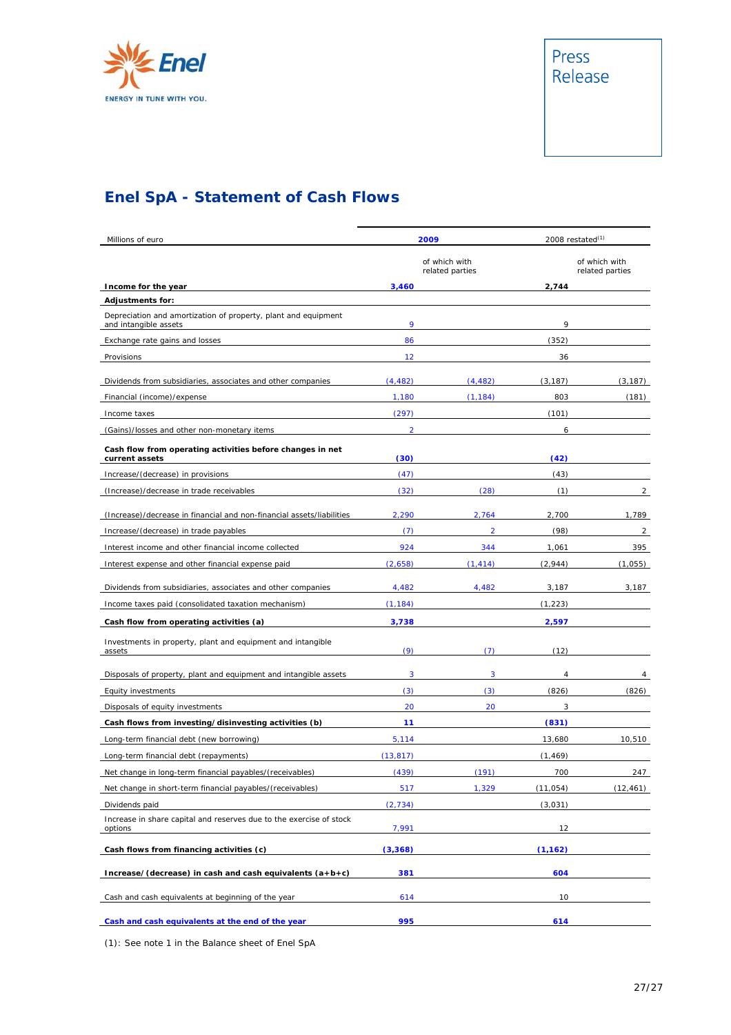Press Release

# Enel SpA - Statement of Cash Flows

| Millions of euro | 2009 | | 2008 restated[1] | |
|---|---|---|---|---|
| | | of which with related parties | | of which with related parties |
| **Income for the year** | **3,460** | | **2,744** | |
| **Adjustments for:** | | | | |
| Depreciation and amortization of property, plant and equipment and intangible assets | 9 | | 9 | |
| Exchange rate gains and losses | 86 | | (352) | |
| Provisions | 12 | | 36 | |
| Dividends from subsidiaries, associates and other companies | (4,482) | (4,482) | (3,187) | (3,187) |
| Financial (income)/expense | 1,180 | (1,184) | 803 | (181) |
| Income taxes | (297) | | (101) | |
| (Gains)/losses and other non-monetary items | 2 | | 6 | |
| **Cash flow from operating activities before changes in net current assets** | **(30)** | | **(42)** | |
| Increase/(decrease) in provisions | (47) | | (43) | |
| (Increase)/decrease in trade receivables | (32) | (28) | (1) | 2 |
| (Increase)/decrease in financial and non-financial assets/liabilities | 2,290 | 2,764 | 2,700 | 1,789 |
| Increase/(decrease) in trade payables | (7) | 2 | (98) | 2 |
| Interest income and other financial income collected | 924 | 344 | 1,061 | 395 |
| Interest expense and other financial expense paid | (2,658) | (1,414) | (2,944) | (1,055) |
| Dividends from subsidiaries, associates and other companies | 4,482 | 4,482 | 3,187 | 3,187 |
| Income taxes paid (consolidated taxation mechanism) | (1,184) | | (1,223) | |
| **Cash flow from operating activities (a)** | **3,738** | | **2,597** | |
| Investments in property, plant and equipment and intangible assets | (9) | (7) | (12) | |
| Disposals of property, plant and equipment and intangible assets | 3 | 3 | 4 | 4 |
| Equity investments | (3) | (3) | (826) | (826) |
| Disposals of equity investments | 20 | 20 | 3 | |
| **Cash flows from investing/disinvesting activities (b)** | **11** | | **(831)** | |
| Long-term financial debt (new borrowing) | 5,114 | | 13,680 | 10,510 |
| Long-term financial debt (repayments) | (13,817) | | (1,469) | |
| Net change in long-term financial payables/(receivables) | (439) | (191) | 700 | 247 |
| Net change in short-term financial payables/(receivables) | 517 | 1,329 | (11,054) | (12,461) |
| Dividends paid | (2,734) | | (3,031) | |
| Increase in share capital and reserves due to the exercise of stock options | 7,991 | | 12 | |
| **Cash flows from financing activities (c)** | **(3,368)** | | **(1,162)** | |
| **Increase/(decrease) in cash and cash equivalents (a+b+c)** | **381** | | **604** | |
| Cash and cash equivalents at beginning of the year | 614 | | 10 | |
| **Cash and cash equivalents at the end of the year** | **995** | | **614** | |

(1): See note 1 in the Balance sheet of Enel SpA